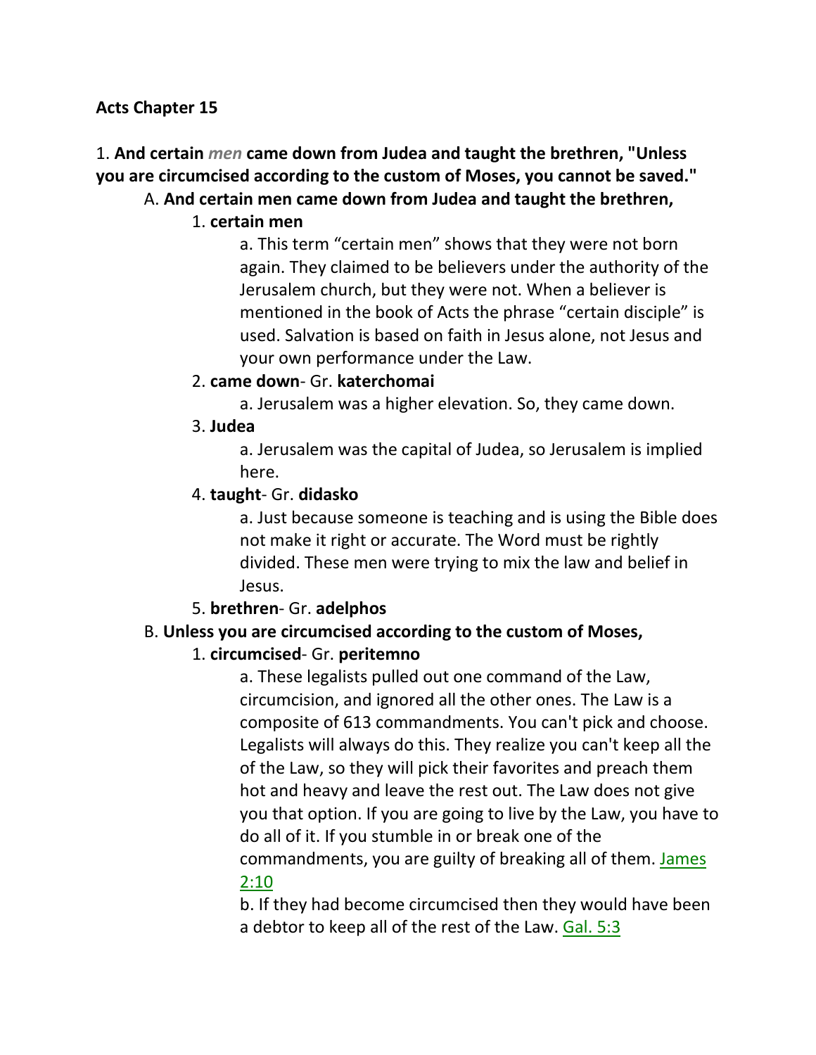**Acts Chapter 15**

1. **And certain** ***men*** **came down from Judea and taught the brethren, "Unless you are circumcised according to the custom of Moses, you cannot be saved."**

A. **And certain men came down from Judea and taught the brethren,**

1. **certain men**

a. This term "certain men" shows that they were not born again. They claimed to be believers under the authority of the Jerusalem church, but they were not. When a believer is mentioned in the book of Acts the phrase "certain disciple" is used. Salvation is based on faith in Jesus alone, not Jesus and your own performance under the Law.

2. **came down**- Gr. **katerchomai**

a. Jerusalem was a higher elevation. So, they came down.

3. **Judea**

a. Jerusalem was the capital of Judea, so Jerusalem is implied here.

4. **taught**- Gr. **didasko**

a. Just because someone is teaching and is using the Bible does not make it right or accurate. The Word must be rightly divided. These men were trying to mix the law and belief in Jesus.

5. **brethren**- Gr. **adelphos**

B. **Unless you are circumcised according to the custom of Moses,**

1. **circumcised**- Gr. **peritemno**

a. These legalists pulled out one command of the Law, circumcision, and ignored all the other ones. The Law is a composite of 613 commandments. You can't pick and choose. Legalists will always do this. They realize you can't keep all the of the Law, so they will pick their favorites and preach them hot and heavy and leave the rest out. The Law does not give you that option. If you are going to live by the Law, you have to do all of it. If you stumble in or break one of the commandments, you are guilty of breaking all of them. James 2:10

b. If they had become circumcised then they would have been a debtor to keep all of the rest of the Law. Gal. 5:3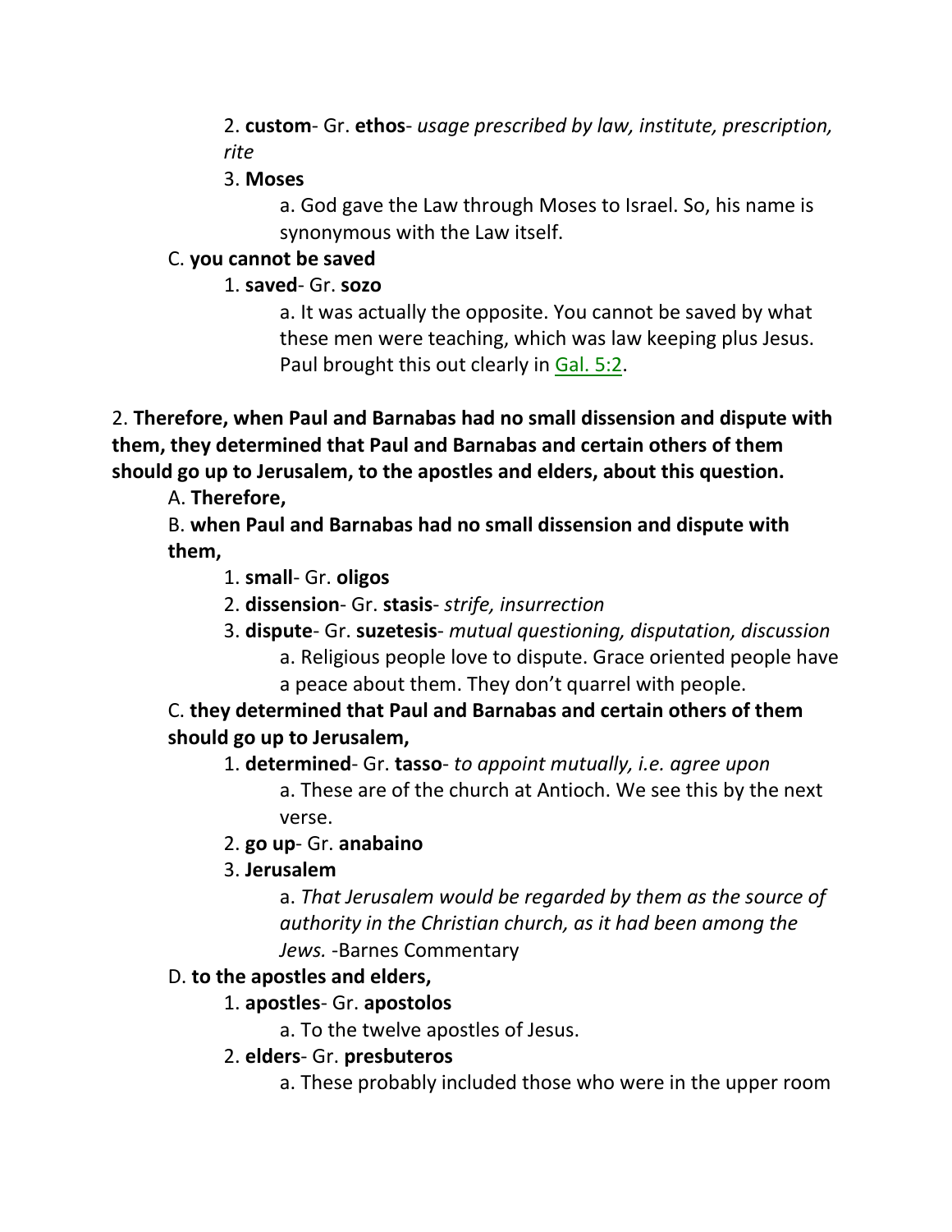2. **custom**- Gr. **ethos**- *usage prescribed by law, institute, prescription, rite*

3. **Moses**

a. God gave the Law through Moses to Israel. So, his name is synonymous with the Law itself.

C. **you cannot be saved**

1. **saved**- Gr. **sozo**

a. It was actually the opposite. You cannot be saved by what these men were teaching, which was law keeping plus Jesus. Paul brought this out clearly in Gal. 5:2.

2. **Therefore, when Paul and Barnabas had no small dissension and dispute with them, they determined that Paul and Barnabas and certain others of them should go up to Jerusalem, to the apostles and elders, about this question.**

A. **Therefore,**

B. **when Paul and Barnabas had no small dissension and dispute with them,**

1. **small**- Gr. **oligos**

2. **dissension**- Gr. **stasis**- *strife, insurrection*

3. **dispute**- Gr. **suzetesis**- *mutual questioning, disputation, discussion*

a. Religious people love to dispute. Grace oriented people have a peace about them. They don't quarrel with people.

C. **they determined that Paul and Barnabas and certain others of them should go up to Jerusalem,**

1. **determined**- Gr. **tasso**- *to appoint mutually, i.e. agree upon*

a. These are of the church at Antioch. We see this by the next verse.

2. **go up**- Gr. **anabaino**

3. **Jerusalem**

a. *That Jerusalem would be regarded by them as the source of authority in the Christian church, as it had been among the Jews.* -Barnes Commentary

D. **to the apostles and elders,**

1. **apostles**- Gr. **apostolos**

a. To the twelve apostles of Jesus.

2. **elders**- Gr. **presbuteros**

a. These probably included those who were in the upper room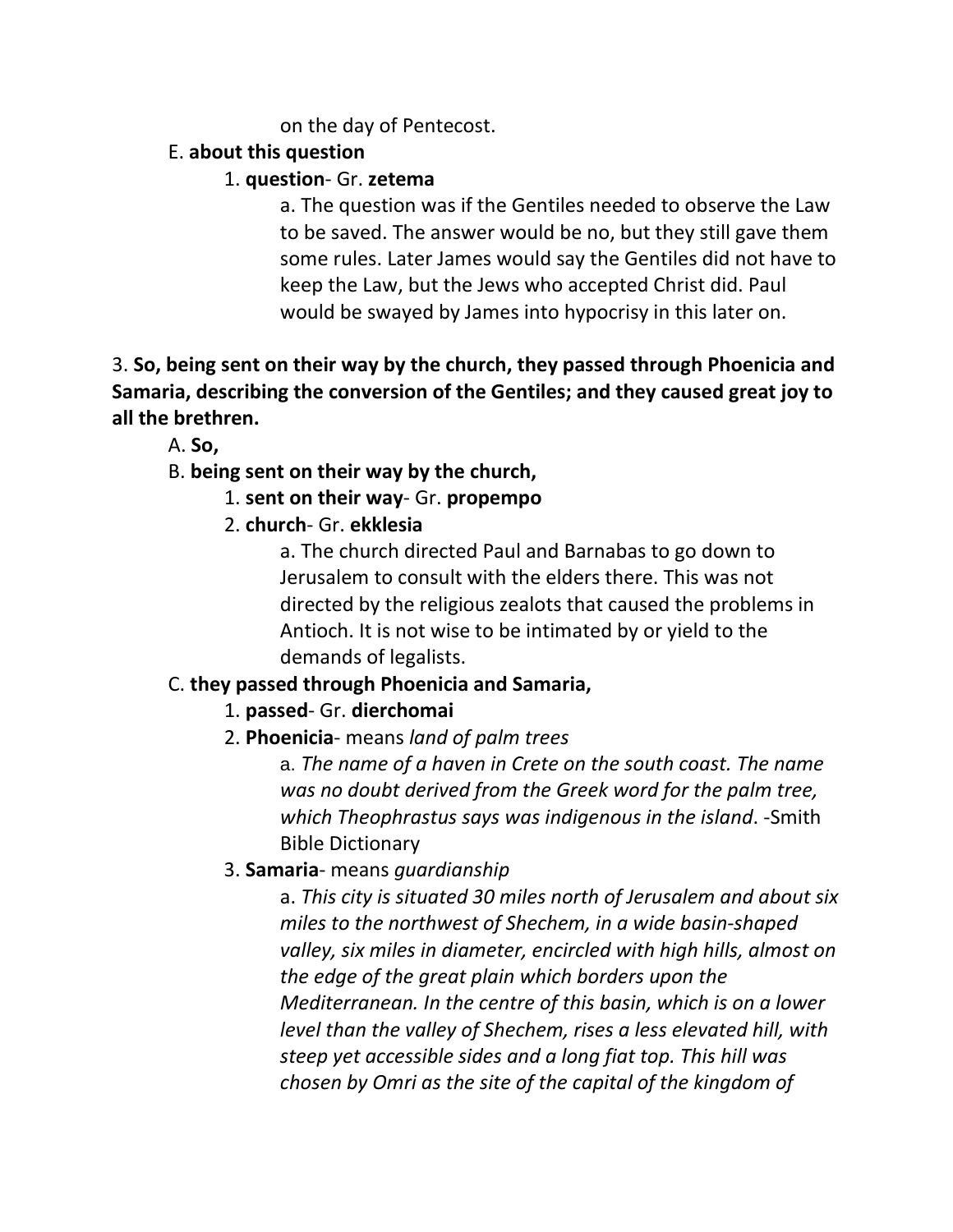on the day of Pentecost.

E. **about this question**

1. **question**- Gr. **zetema**

a. The question was if the Gentiles needed to observe the Law to be saved. The answer would be no, but they still gave them some rules. Later James would say the Gentiles did not have to keep the Law, but the Jews who accepted Christ did. Paul would be swayed by James into hypocrisy in this later on.

3. **So, being sent on their way by the church, they passed through Phoenicia and Samaria, describing the conversion of the Gentiles; and they caused great joy to all the brethren.**

A. **So,**

B. **being sent on their way by the church,**

1. **sent on their way**- Gr. **propempo**

2. **church**- Gr. **ekklesia**

a. The church directed Paul and Barnabas to go down to Jerusalem to consult with the elders there. This was not directed by the religious zealots that caused the problems in Antioch. It is not wise to be intimated by or yield to the demands of legalists.

C. **they passed through Phoenicia and Samaria,**

1. **passed**- Gr. **dierchomai**

2. **Phoenicia**- means *land of palm trees*

a. *The name of a haven in Crete on the south coast. The name was no doubt derived from the Greek word for the palm tree, which Theophrastus says was indigenous in the island*. -Smith Bible Dictionary

3. **Samaria**- means *guardianship*

a. *This city is situated 30 miles north of Jerusalem and about six miles to the northwest of Shechem, in a wide basin-shaped valley, six miles in diameter, encircled with high hills, almost on the edge of the great plain which borders upon the Mediterranean. In the centre of this basin, which is on a lower level than the valley of Shechem, rises a less elevated hill, with steep yet accessible sides and a long fiat top. This hill was chosen by Omri as the site of the capital of the kingdom of*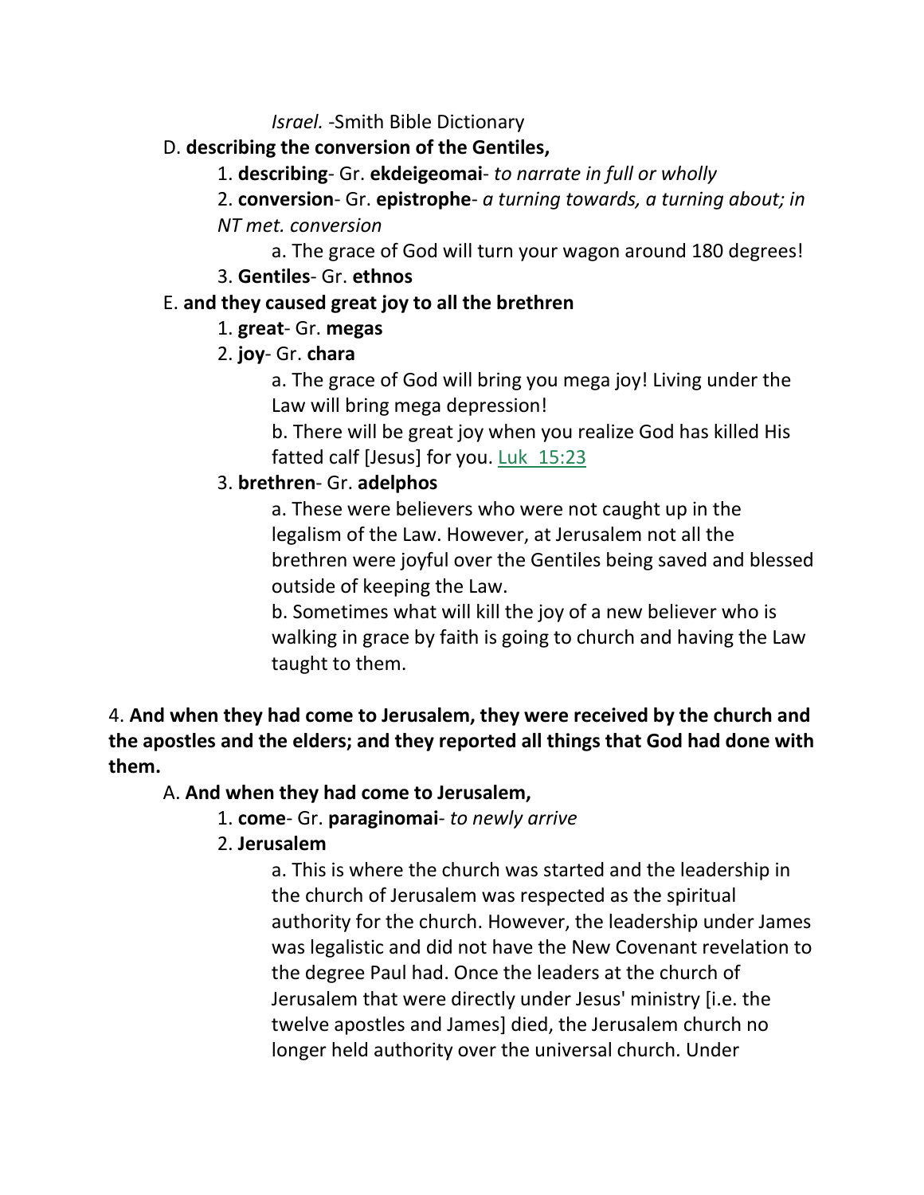*Israel.* -Smith Bible Dictionary

D. **describing the conversion of the Gentiles,**

1. **describing**- Gr. **ekdeigeomai**- *to narrate in full or wholly*

2. **conversion**- Gr. **epistrophe**- *a turning towards, a turning about; in NT met. conversion*

a. The grace of God will turn your wagon around 180 degrees!

3. **Gentiles**- Gr. **ethnos**

E. **and they caused great joy to all the brethren**

1. **great**- Gr. **megas**

2. **joy**- Gr. **chara**

a. The grace of God will bring you mega joy! Living under the Law will bring mega depression!

b. There will be great joy when you realize God has killed His fatted calf [Jesus] for you. Luk 15:23

3. **brethren**- Gr. **adelphos**

a. These were believers who were not caught up in the legalism of the Law. However, at Jerusalem not all the brethren were joyful over the Gentiles being saved and blessed outside of keeping the Law.

b. Sometimes what will kill the joy of a new believer who is walking in grace by faith is going to church and having the Law taught to them.

4. **And when they had come to Jerusalem, they were received by the church and the apostles and the elders; and they reported all things that God had done with them.**

A. **And when they had come to Jerusalem,**

1. **come**- Gr. **paraginomai**- *to newly arrive*

2. **Jerusalem**

a. This is where the church was started and the leadership in the church of Jerusalem was respected as the spiritual authority for the church. However, the leadership under James was legalistic and did not have the New Covenant revelation to the degree Paul had. Once the leaders at the church of Jerusalem that were directly under Jesus' ministry [i.e. the twelve apostles and James] died, the Jerusalem church no longer held authority over the universal church. Under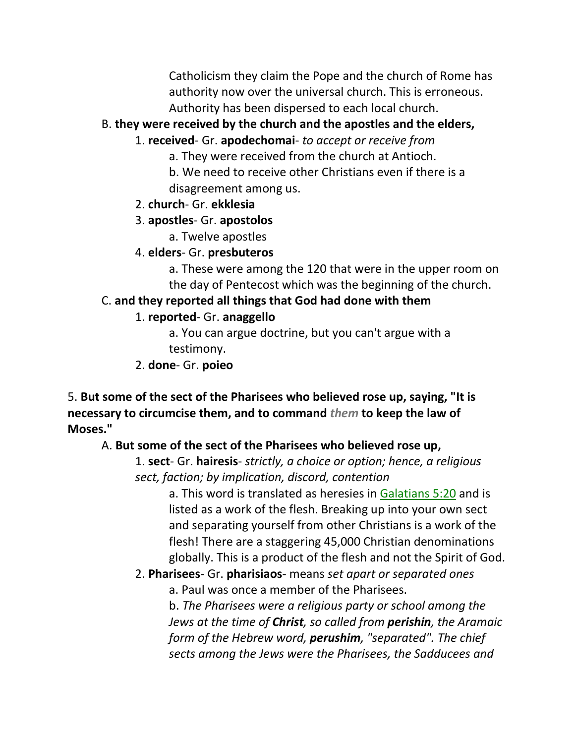Catholicism they claim the Pope and the church of Rome has authority now over the universal church. This is erroneous. Authority has been dispersed to each local church.

B. **they were received by the church and the apostles and the elders,**

1. **received**- Gr. **apodechomai**- *to accept or receive from*

a. They were received from the church at Antioch.

b. We need to receive other Christians even if there is a disagreement among us.

2. **church**- Gr. **ekklesia**

3. **apostles**- Gr. **apostolos**

a. Twelve apostles

4. **elders**- Gr. **presbuteros**

a. These were among the 120 that were in the upper room on the day of Pentecost which was the beginning of the church.

C. **and they reported all things that God had done with them**

1. **reported**- Gr. **anaggello**

a. You can argue doctrine, but you can't argue with a testimony.

2. **done**- Gr. **poieo**

5. **But some of the sect of the Pharisees who believed rose up, saying, "It is necessary to circumcise them, and to command *them* to keep the law of Moses."**

A. **But some of the sect of the Pharisees who believed rose up,**

1. **sect**- Gr. **hairesis**- *strictly, a choice or option; hence, a religious sect, faction; by implication, discord, contention*

a. This word is translated as heresies in Galatians 5:20 and is listed as a work of the flesh. Breaking up into your own sect and separating yourself from other Christians is a work of the flesh! There are a staggering 45,000 Christian denominations globally. This is a product of the flesh and not the Spirit of God.

2. **Pharisees**- Gr. **pharisiaos**- means *set apart or separated ones*

a. Paul was once a member of the Pharisees.

b. *The Pharisees were a religious party or school among the Jews at the time of **Christ**, so called from **perishin**, the Aramaic form of the Hebrew word, **perushim**, "separated". The chief sects among the Jews were the Pharisees, the Sadducees and*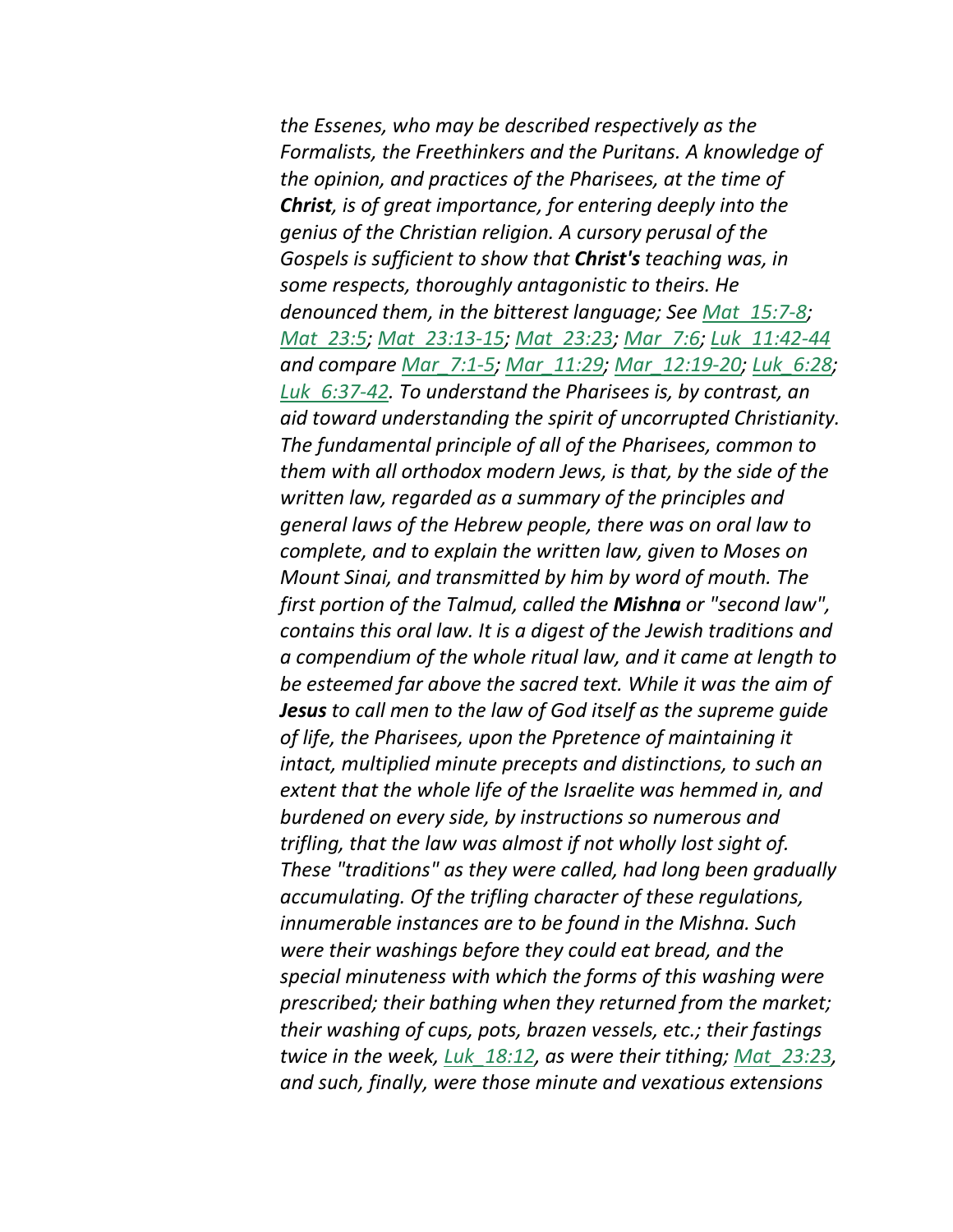*the Essenes, who may be described respectively as the Formalists, the Freethinkers and the Puritans. A knowledge of the opinion, and practices of the Pharisees, at the time of **Christ**, is of great importance, for entering deeply into the genius of the Christian religion. A cursory perusal of the Gospels is sufficient to show that **Christ's** teaching was, in some respects, thoroughly antagonistic to theirs. He denounced them, in the bitterest language; See Mat_15:7-8; Mat_23:5; Mat_23:13-15; Mat_23:23; Mar_7:6; Luk_11:42-44 and compare Mar_7:1-5; Mar_11:29; Mar_12:19-20; Luk_6:28; Luk_6:37-42. To understand the Pharisees is, by contrast, an aid toward understanding the spirit of uncorrupted Christianity. The fundamental principle of all of the Pharisees, common to them with all orthodox modern Jews, is that, by the side of the written law, regarded as a summary of the principles and general laws of the Hebrew people, there was on oral law to complete, and to explain the written law, given to Moses on Mount Sinai, and transmitted by him by word of mouth. The first portion of the Talmud, called the **Mishna** or "second law", contains this oral law. It is a digest of the Jewish traditions and a compendium of the whole ritual law, and it came at length to be esteemed far above the sacred text. While it was the aim of **Jesus** to call men to the law of God itself as the supreme guide of life, the Pharisees, upon the Ppretence of maintaining it intact, multiplied minute precepts and distinctions, to such an extent that the whole life of the Israelite was hemmed in, and burdened on every side, by instructions so numerous and trifling, that the law was almost if not wholly lost sight of. These "traditions" as they were called, had long been gradually accumulating. Of the trifling character of these regulations, innumerable instances are to be found in the Mishna. Such were their washings before they could eat bread, and the special minuteness with which the forms of this washing were prescribed; their bathing when they returned from the market; their washing of cups, pots, brazen vessels, etc.; their fastings twice in the week, Luk_18:12, as were their tithing; Mat_23:23, and such, finally, were those minute and vexatious extensions*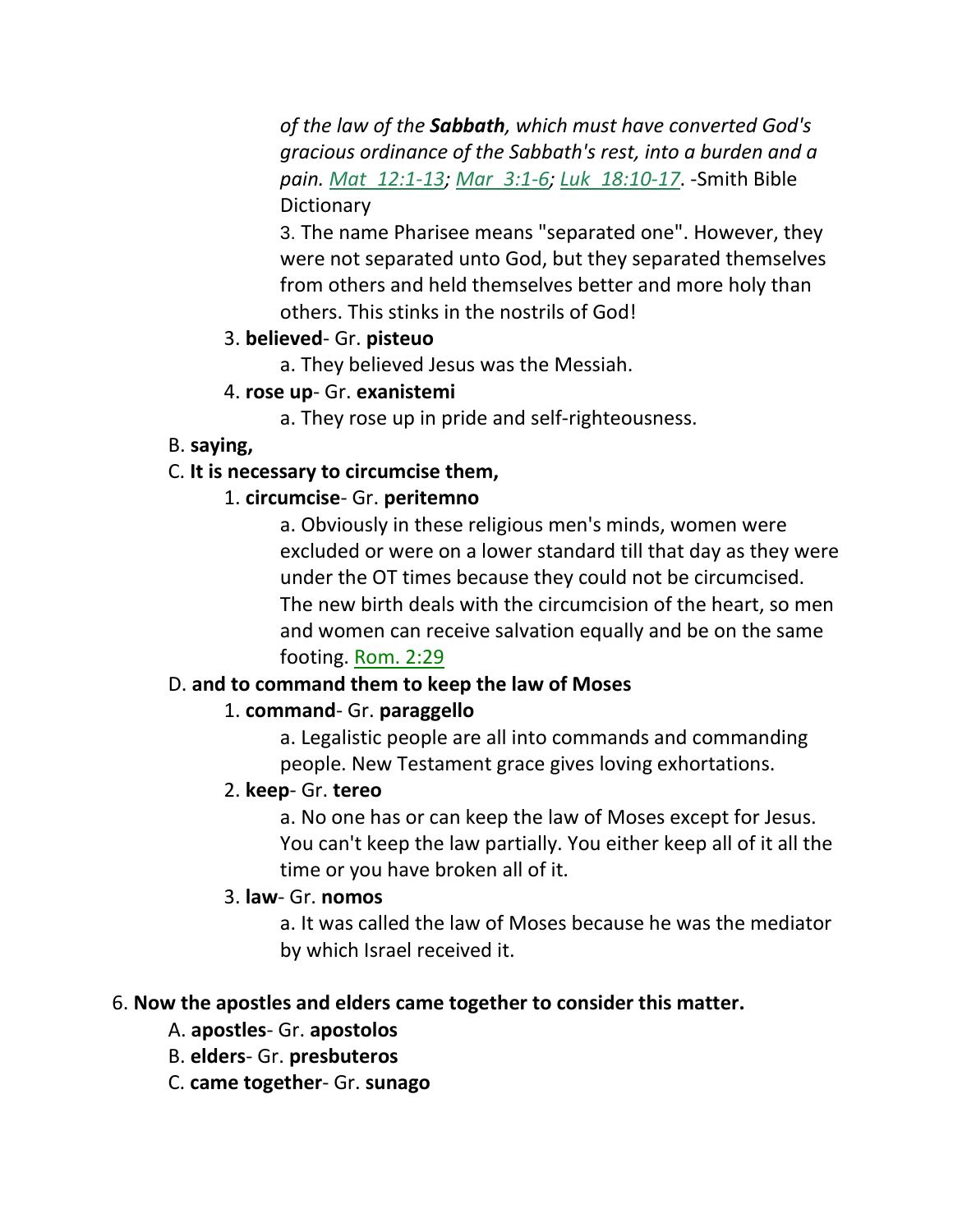*of the law of the **Sabbath**, which must have converted God's gracious ordinance of the Sabbath's rest, into a burden and a pain. Mat 12:1-13; Mar 3:1-6; Luk 18:10-17*. -Smith Bible Dictionary

3. The name Pharisee means "separated one". However, they were not separated unto God, but they separated themselves from others and held themselves better and more holy than others. This stinks in the nostrils of God!

3. **believed**- Gr. **pisteuo**
    a. They believed Jesus was the Messiah.

4. **rose up**- Gr. **exanistemi**
    a. They rose up in pride and self-righteousness.

B. **saying,**

C. **It is necessary to circumcise them,**

1. **circumcise**- Gr. **peritemno**
    a. Obviously in these religious men's minds, women were excluded or were on a lower standard till that day as they were under the OT times because they could not be circumcised. The new birth deals with the circumcision of the heart, so men and women can receive salvation equally and be on the same footing. Rom. 2:29

D. **and to command them to keep the law of Moses**

1. **command**- Gr. **paraggello**
    a. Legalistic people are all into commands and commanding people. New Testament grace gives loving exhortations.

2. **keep**- Gr. **tereo**
    a. No one has or can keep the law of Moses except for Jesus. You can't keep the law partially. You either keep all of it all the time or you have broken all of it.

3. **law**- Gr. **nomos**
    a. It was called the law of Moses because he was the mediator by which Israel received it.

6. **Now the apostles and elders came together to consider this matter.**

A. **apostles**- Gr. **apostolos**

B. **elders**- Gr. **presbuteros**

C. **came together**- Gr. **sunago**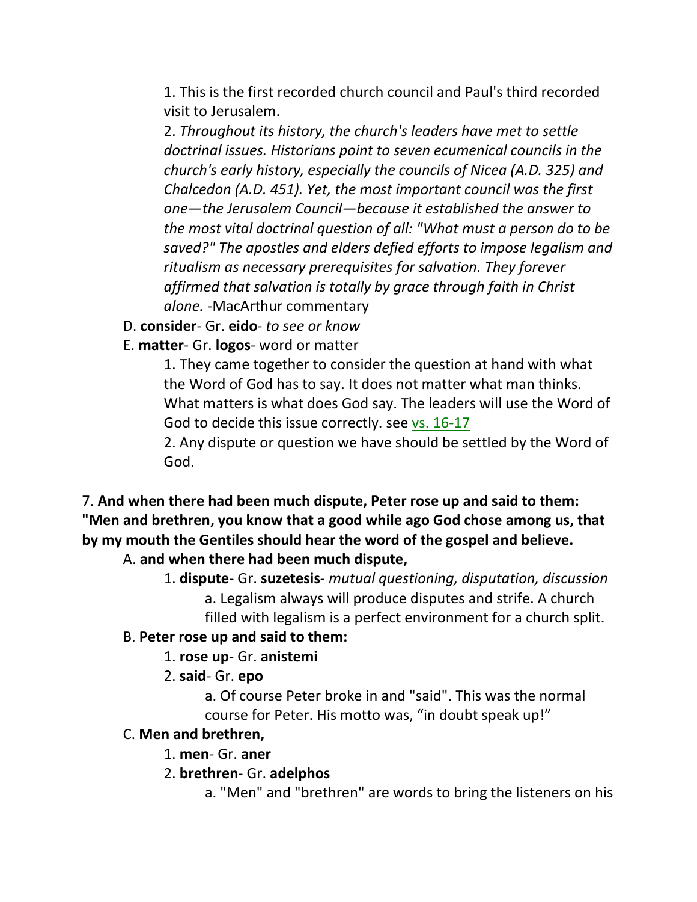1. This is the first recorded church council and Paul's third recorded visit to Jerusalem.

2. *Throughout its history, the church's leaders have met to settle doctrinal issues. Historians point to seven ecumenical councils in the church's early history, especially the councils of Nicea (A.D. 325) and Chalcedon (A.D. 451). Yet, the most important council was the first one—the Jerusalem Council—because it established the answer to the most vital doctrinal question of all: "What must a person do to be saved?" The apostles and elders defied efforts to impose legalism and ritualism as necessary prerequisites for salvation. They forever affirmed that salvation is totally by grace through faith in Christ alone.* -MacArthur commentary

D. **consider**- Gr. **eido**- *to see or know*

E. **matter**- Gr. **logos**- word or matter

1. They came together to consider the question at hand with what the Word of God has to say. It does not matter what man thinks. What matters is what does God say. The leaders will use the Word of God to decide this issue correctly. see vs. 16-17

2. Any dispute or question we have should be settled by the Word of God.

7. **And when there had been much dispute, Peter rose up and said to them: "Men and brethren, you know that a good while ago God chose among us, that by my mouth the Gentiles should hear the word of the gospel and believe.**

A. **and when there had been much dispute,**

1. **dispute**- Gr. **suzetesis**- *mutual questioning, disputation, discussion*

a. Legalism always will produce disputes and strife. A church filled with legalism is a perfect environment for a church split.

B. **Peter rose up and said to them:**

1. **rose up**- Gr. **anistemi**

2. **said**- Gr. **epo**

a. Of course Peter broke in and "said". This was the normal course for Peter. His motto was, "in doubt speak up!"

C. **Men and brethren,**

1. **men**- Gr. **aner**

2. **brethren**- Gr. **adelphos**

a. "Men" and "brethren" are words to bring the listeners on his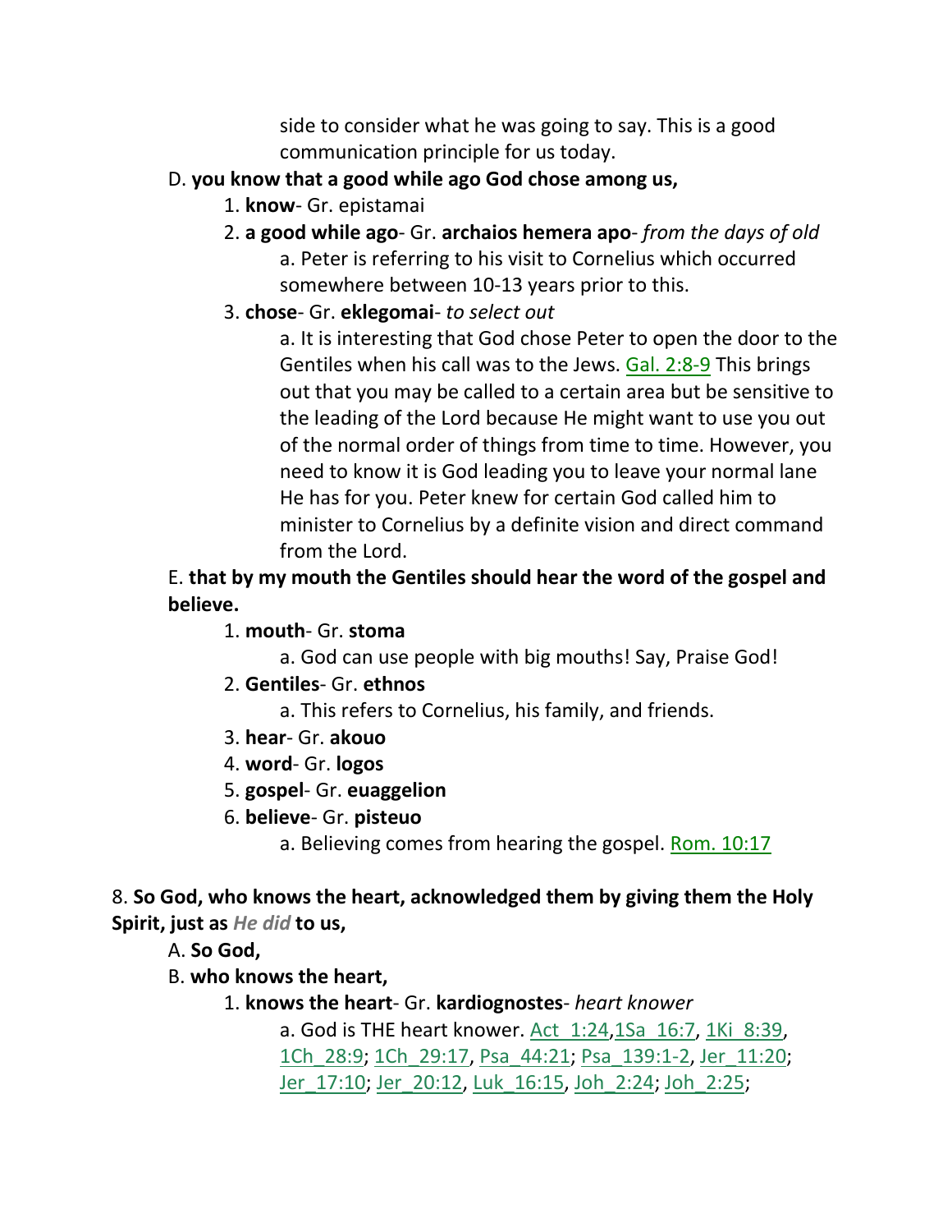side to consider what he was going to say. This is a good communication principle for us today.

D. **you know that a good while ago God chose among us,**

1. **know**- Gr. epistamai
2. **a good while ago**- Gr. **archaios hemera apo**- *from the days of old*
   a. Peter is referring to his visit to Cornelius which occurred somewhere between 10-13 years prior to this.
3. **chose**- Gr. **eklegomai**- *to select out*
   a. It is interesting that God chose Peter to open the door to the Gentiles when his call was to the Jews. Gal. 2:8-9 This brings out that you may be called to a certain area but be sensitive to the leading of the Lord because He might want to use you out of the normal order of things from time to time. However, you need to know it is God leading you to leave your normal lane He has for you. Peter knew for certain God called him to minister to Cornelius by a definite vision and direct command from the Lord.

E. **that by my mouth the Gentiles should hear the word of the gospel and believe.**

1. **mouth**- Gr. **stoma**
   a. God can use people with big mouths! Say, Praise God!
2. **Gentiles**- Gr. **ethnos**
   a. This refers to Cornelius, his family, and friends.
3. **hear**- Gr. **akouo**
4. **word**- Gr. **logos**
5. **gospel**- Gr. **euaggelion**
6. **believe**- Gr. **pisteuo**
   a. Believing comes from hearing the gospel. Rom. 10:17

8. **So God, who knows the heart, acknowledged them by giving them the Holy Spirit, just as *He did* to us,**

A. **So God,**

B. **who knows the heart,**

1. **knows the heart**- Gr. **kardiognostes**- *heart knower*
   a. God is THE heart knower. Act_1:24,1Sa_16:7, 1Ki_8:39, 1Ch_28:9; 1Ch_29:17, Psa_44:21; Psa_139:1-2, Jer_11:20; Jer_17:10; Jer_20:12, Luk_16:15, Joh_2:24; Joh_2:25;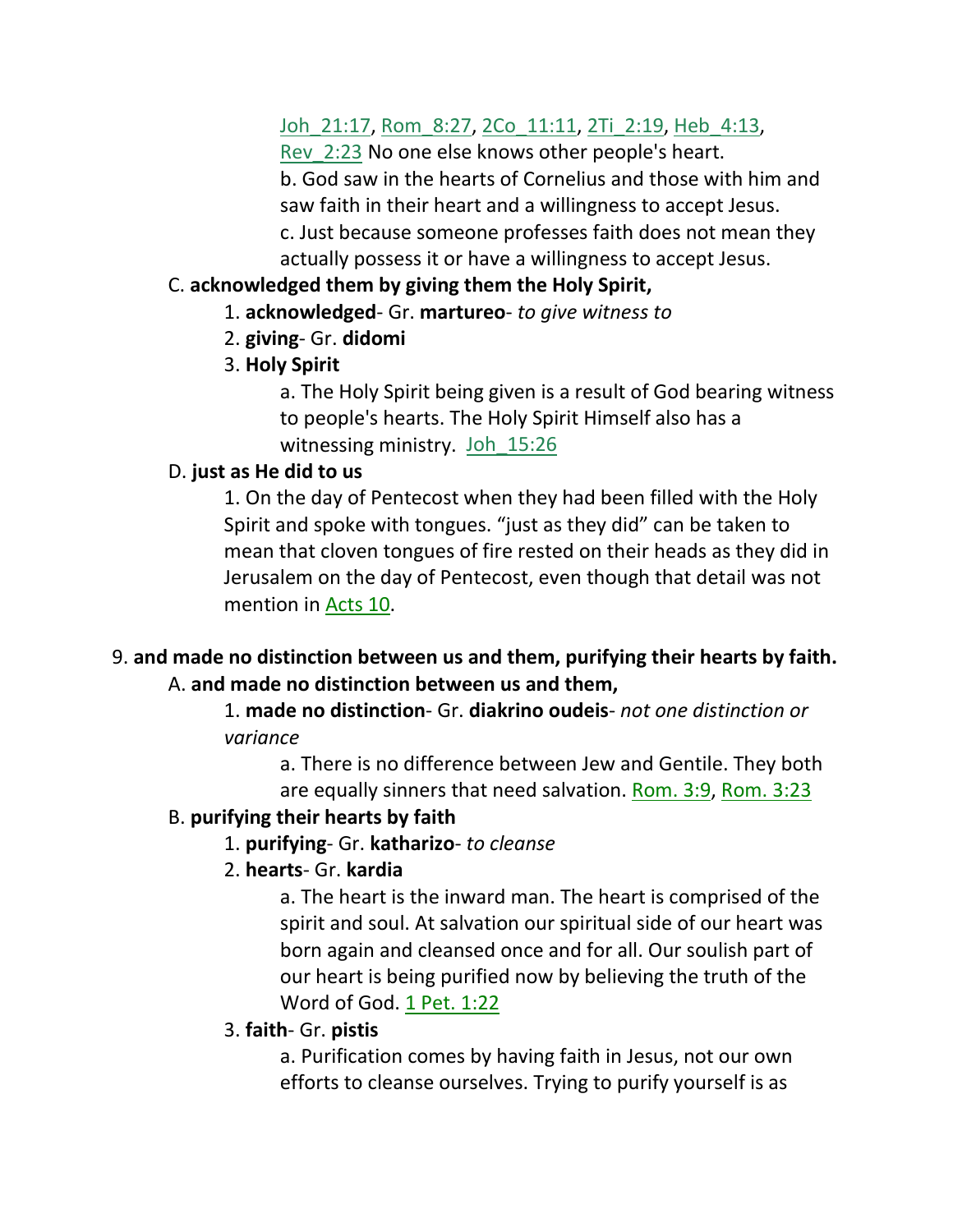Joh_21:17, Rom_8:27, 2Co_11:11, 2Ti_2:19, Heb_4:13, Rev_2:23 No one else knows other people's heart.

b. God saw in the hearts of Cornelius and those with him and saw faith in their heart and a willingness to accept Jesus.

c. Just because someone professes faith does not mean they actually possess it or have a willingness to accept Jesus.

C. **acknowledged them by giving them the Holy Spirit,**

1. **acknowledged**- Gr. **martureo**- *to give witness to*

2. **giving**- Gr. **didomi**

3. **Holy Spirit**

a. The Holy Spirit being given is a result of God bearing witness to people's hearts. The Holy Spirit Himself also has a witnessing ministry. Joh_15:26

D. **just as He did to us**

1. On the day of Pentecost when they had been filled with the Holy Spirit and spoke with tongues. "just as they did" can be taken to mean that cloven tongues of fire rested on their heads as they did in Jerusalem on the day of Pentecost, even though that detail was not mention in Acts 10.

9. **and made no distinction between us and them, purifying their hearts by faith.**

A. **and made no distinction between us and them,**

1. **made no distinction**- Gr. **diakrino oudeis**- *not one distinction or variance*

a. There is no difference between Jew and Gentile. They both are equally sinners that need salvation. Rom. 3:9, Rom. 3:23

B. **purifying their hearts by faith**

1. **purifying**- Gr. **katharizo**- *to cleanse*

2. **hearts**- Gr. **kardia**

a. The heart is the inward man. The heart is comprised of the spirit and soul. At salvation our spiritual side of our heart was born again and cleansed once and for all. Our soulish part of our heart is being purified now by believing the truth of the Word of God. 1 Pet. 1:22

3. **faith**- Gr. **pistis**

a. Purification comes by having faith in Jesus, not our own efforts to cleanse ourselves. Trying to purify yourself is as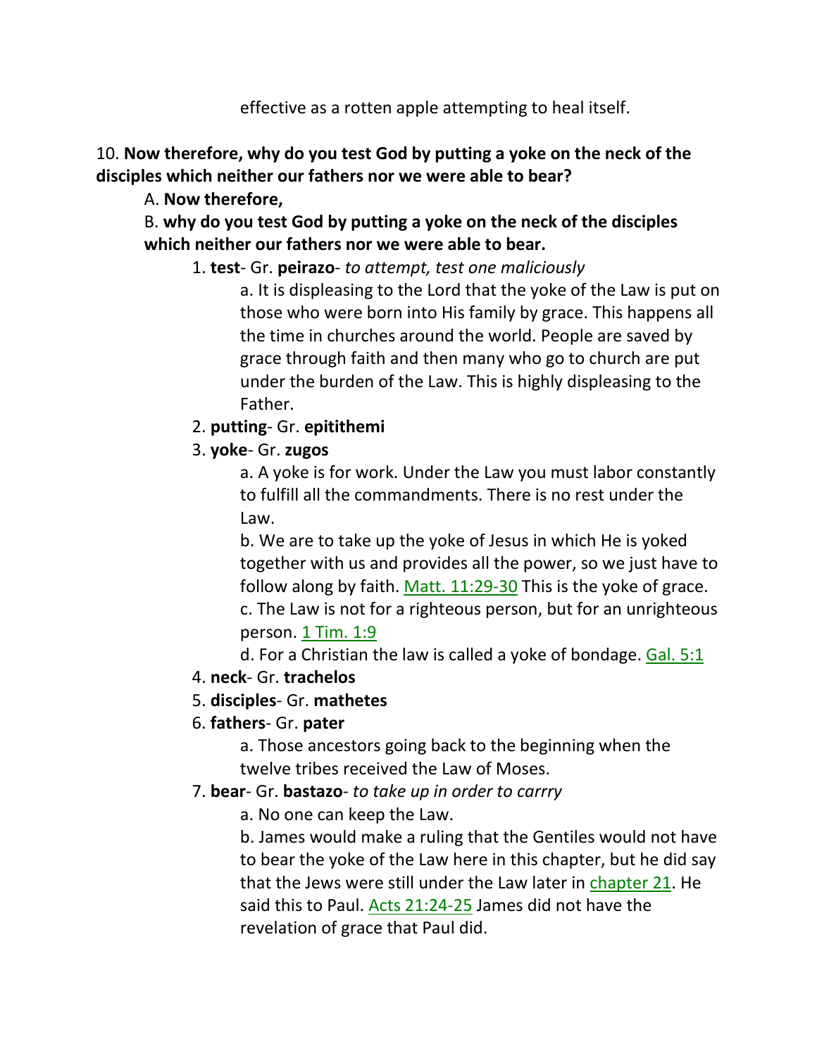effective as a rotten apple attempting to heal itself.

10. **Now therefore, why do you test God by putting a yoke on the neck of the disciples which neither our fathers nor we were able to bear?**

A. **Now therefore,**

B. **why do you test God by putting a yoke on the neck of the disciples which neither our fathers nor we were able to bear.**

1. **test**- Gr. **peirazo**- *to attempt, test one maliciously*
   a. It is displeasing to the Lord that the yoke of the Law is put on those who were born into His family by grace. This happens all the time in churches around the world. People are saved by grace through faith and then many who go to church are put under the burden of the Law. This is highly displeasing to the Father.
2. **putting**- Gr. **epitithemi**
3. **yoke**- Gr. **zugos**
   a. A yoke is for work. Under the Law you must labor constantly to fulfill all the commandments. There is no rest under the Law.
   b. We are to take up the yoke of Jesus in which He is yoked together with us and provides all the power, so we just have to follow along by faith. Matt. 11:29-30 This is the yoke of grace.
   c. The Law is not for a righteous person, but for an unrighteous person. 1 Tim. 1:9
   d. For a Christian the law is called a yoke of bondage. Gal. 5:1
4. **neck**- Gr. **trachelos**
5. **disciples**- Gr. **mathetes**
6. **fathers**- Gr. **pater**
   a. Those ancestors going back to the beginning when the twelve tribes received the Law of Moses.
7. **bear**- Gr. **bastazo**- *to take up in order to carrry*
   a. No one can keep the Law.
   b. James would make a ruling that the Gentiles would not have to bear the yoke of the Law here in this chapter, but he did say that the Jews were still under the Law later in chapter 21. He said this to Paul. Acts 21:24-25 James did not have the revelation of grace that Paul did.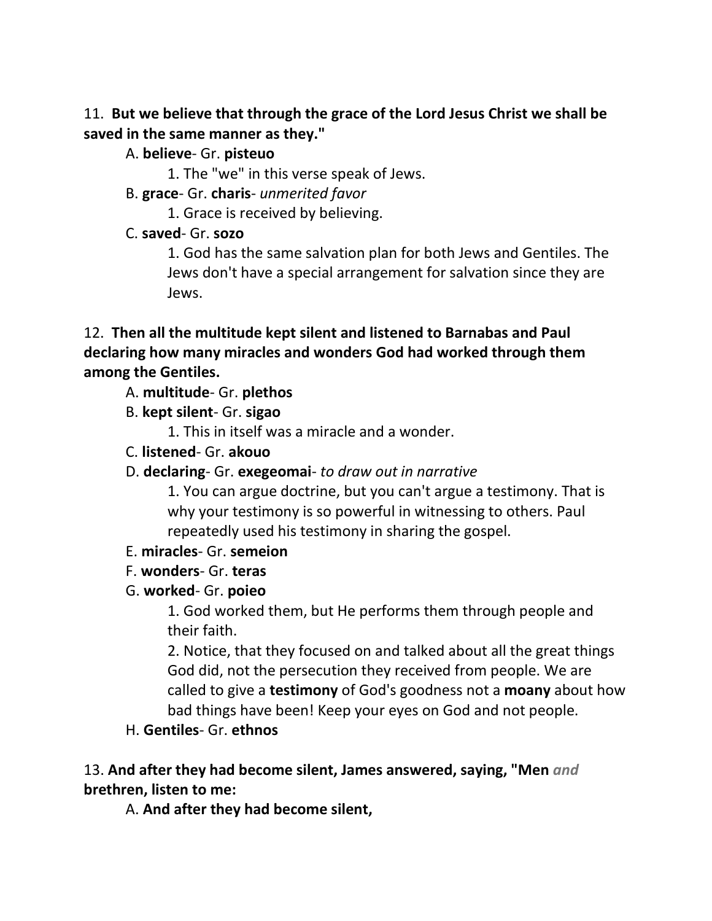11. **But we believe that through the grace of the Lord Jesus Christ we shall be saved in the same manner as they."**

A. **believe**- Gr. **pisteuo**

1. The "we" in this verse speak of Jews.

B. **grace**- Gr. **charis**- *unmerited favor*

1. Grace is received by believing.

C. **saved**- Gr. **sozo**

1. God has the same salvation plan for both Jews and Gentiles. The Jews don't have a special arrangement for salvation since they are Jews.

12. **Then all the multitude kept silent and listened to Barnabas and Paul declaring how many miracles and wonders God had worked through them among the Gentiles.**

A. **multitude**- Gr. **plethos**

B. **kept silent**- Gr. **sigao**

1. This in itself was a miracle and a wonder.

C. **listened**- Gr. **akouo**

D. **declaring**- Gr. **exegeomai**- *to draw out in narrative*

1. You can argue doctrine, but you can't argue a testimony. That is why your testimony is so powerful in witnessing to others. Paul repeatedly used his testimony in sharing the gospel.

E. **miracles**- Gr. **semeion**

F. **wonders**- Gr. **teras**

G. **worked**- Gr. **poieo**

1. God worked them, but He performs them through people and their faith.

2. Notice, that they focused on and talked about all the great things God did, not the persecution they received from people. We are called to give a **testimony** of God's goodness not a **moany** about how bad things have been! Keep your eyes on God and not people.

H. **Gentiles**- Gr. **ethnos**

13. **And after they had become silent, James answered, saying, "Men *and* brethren, listen to me:**

A. **And after they had become silent,**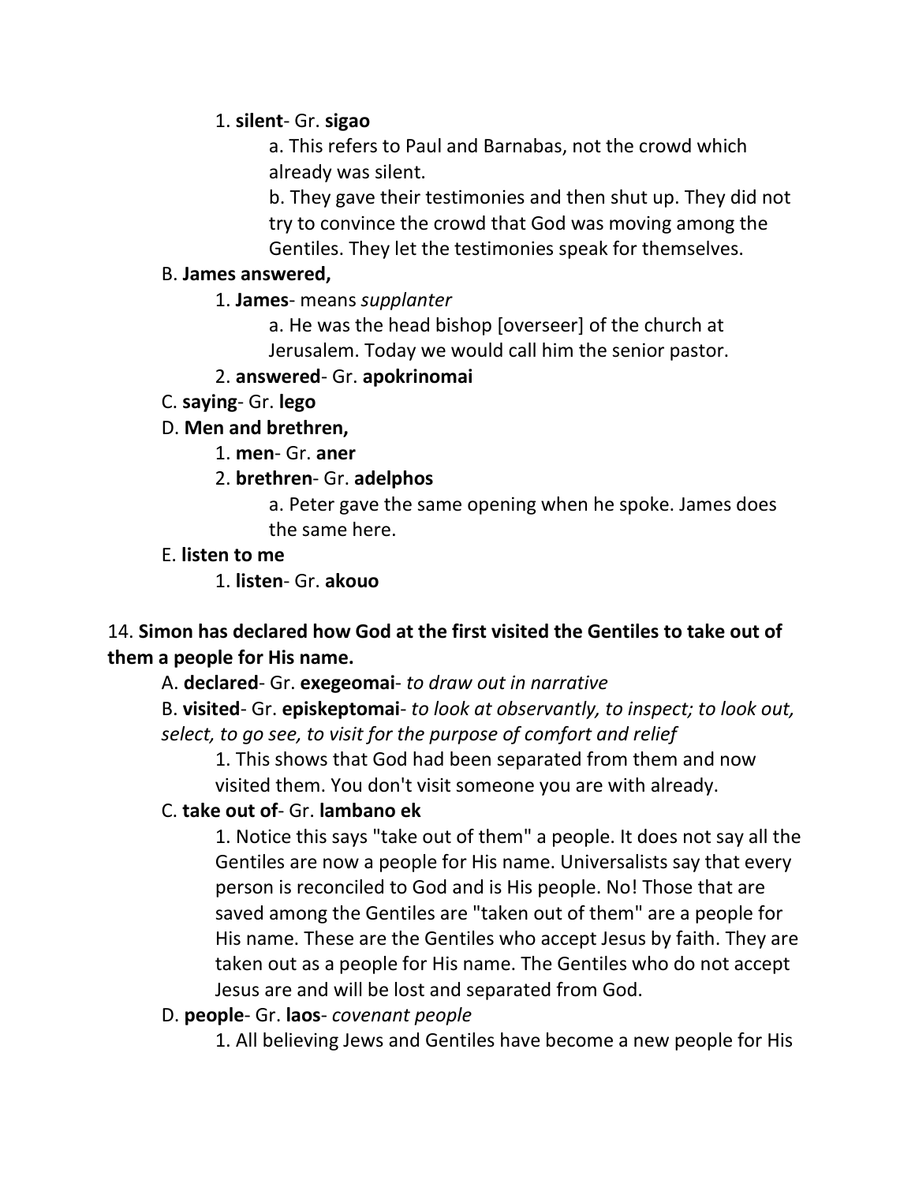1. **silent**- Gr. **sigao**

a. This refers to Paul and Barnabas, not the crowd which already was silent.

b. They gave their testimonies and then shut up. They did not try to convince the crowd that God was moving among the Gentiles. They let the testimonies speak for themselves.

B. **James answered,**

1. **James**- means *supplanter*

a. He was the head bishop [overseer] of the church at Jerusalem. Today we would call him the senior pastor.

2. **answered**- Gr. **apokrinomai**

C. **saying**- Gr. **lego**

D. **Men and brethren,**

1. **men**- Gr. **aner**

2. **brethren**- Gr. **adelphos**

a. Peter gave the same opening when he spoke. James does the same here.

E. **listen to me**

1. **listen**- Gr. **akouo**

14. **Simon has declared how God at the first visited the Gentiles to take out of them a people for His name.**

A. **declared**- Gr. **exegeomai**- *to draw out in narrative*

B. **visited**- Gr. **episkeptomai**- *to look at observantly, to inspect; to look out, select, to go see, to visit for the purpose of comfort and relief*

1. This shows that God had been separated from them and now visited them. You don't visit someone you are with already.

C. **take out of**- Gr. **lambano ek**

1. Notice this says "take out of them" a people. It does not say all the Gentiles are now a people for His name. Universalists say that every person is reconciled to God and is His people. No! Those that are saved among the Gentiles are "taken out of them" are a people for His name. These are the Gentiles who accept Jesus by faith. They are taken out as a people for His name. The Gentiles who do not accept Jesus are and will be lost and separated from God.

D. **people**- Gr. **laos**- *covenant people*

1. All believing Jews and Gentiles have become a new people for His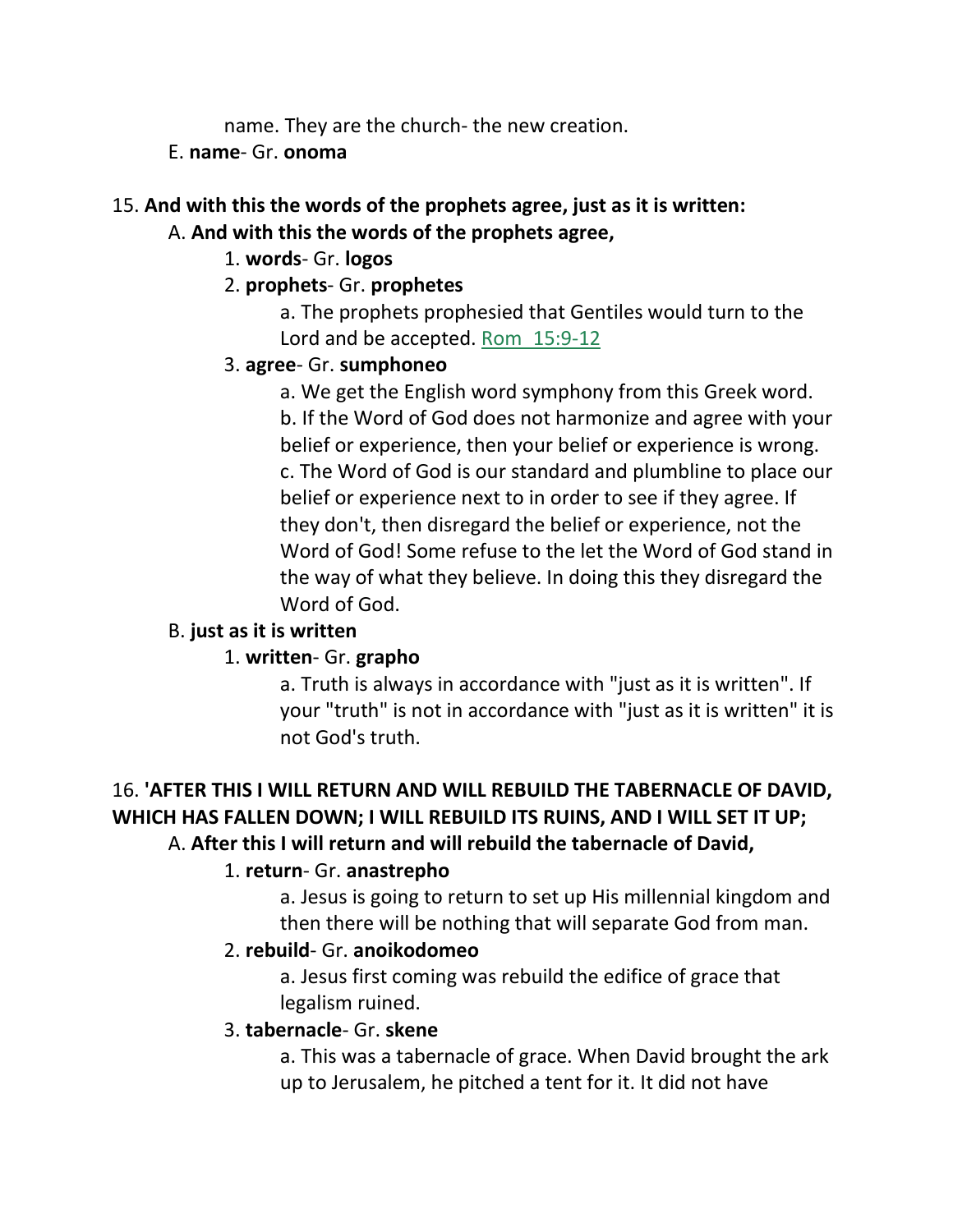name. They are the church- the new creation.

E. **name**- Gr. **onoma**

15. **And with this the words of the prophets agree, just as it is written:**

A. **And with this the words of the prophets agree,**

1. **words**- Gr. **logos**

2. **prophets**- Gr. **prophetes**

a. The prophets prophesied that Gentiles would turn to the Lord and be accepted. Rom 15:9-12

3. **agree**- Gr. **sumphoneo**

a. We get the English word symphony from this Greek word.

b. If the Word of God does not harmonize and agree with your belief or experience, then your belief or experience is wrong.

c. The Word of God is our standard and plumbline to place our belief or experience next to in order to see if they agree. If they don't, then disregard the belief or experience, not the Word of God! Some refuse to the let the Word of God stand in the way of what they believe. In doing this they disregard the Word of God.

B. **just as it is written**

1. **written**- Gr. **grapho**

a. Truth is always in accordance with "just as it is written". If your "truth" is not in accordance with "just as it is written" it is not God's truth.

16. **'AFTER THIS I WILL RETURN AND WILL REBUILD THE TABERNACLE OF DAVID, WHICH HAS FALLEN DOWN; I WILL REBUILD ITS RUINS, AND I WILL SET IT UP;**

A. **After this I will return and will rebuild the tabernacle of David,**

1. **return**- Gr. **anastrepho**

a. Jesus is going to return to set up His millennial kingdom and then there will be nothing that will separate God from man.

2. **rebuild**- Gr. **anoikodomeo**

a. Jesus first coming was rebuild the edifice of grace that legalism ruined.

3. **tabernacle**- Gr. **skene**

a. This was a tabernacle of grace. When David brought the ark up to Jerusalem, he pitched a tent for it. It did not have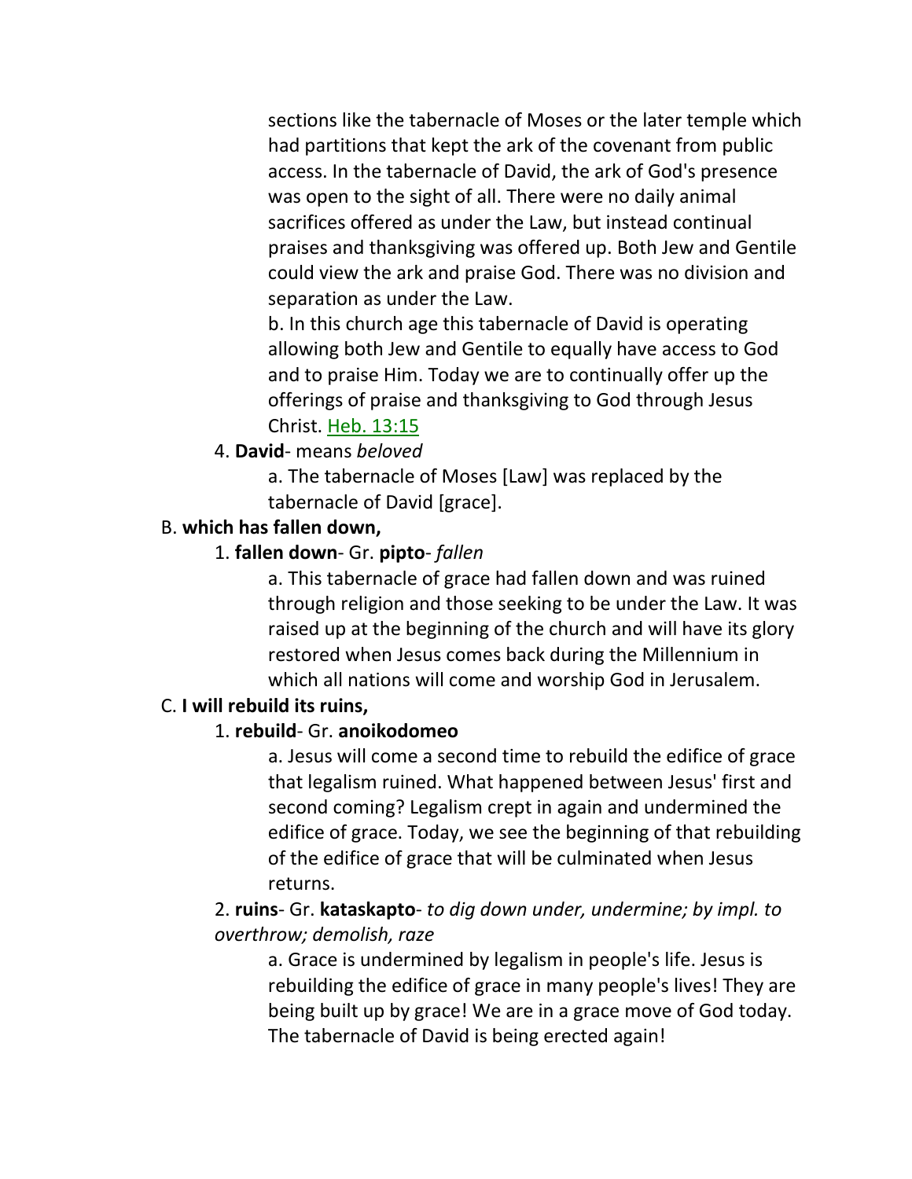sections like the tabernacle of Moses or the later temple which had partitions that kept the ark of the covenant from public access. In the tabernacle of David, the ark of God's presence was open to the sight of all. There were no daily animal sacrifices offered as under the Law, but instead continual praises and thanksgiving was offered up. Both Jew and Gentile could view the ark and praise God. There was no division and separation as under the Law.

b. In this church age this tabernacle of David is operating allowing both Jew and Gentile to equally have access to God and to praise Him. Today we are to continually offer up the offerings of praise and thanksgiving to God through Jesus Christ. Heb. 13:15

4. **David**- means *beloved*

a. The tabernacle of Moses [Law] was replaced by the tabernacle of David [grace].

B. **which has fallen down,**

1. **fallen down**- Gr. **pipto**- *fallen*

a. This tabernacle of grace had fallen down and was ruined through religion and those seeking to be under the Law. It was raised up at the beginning of the church and will have its glory restored when Jesus comes back during the Millennium in which all nations will come and worship God in Jerusalem.

C. **I will rebuild its ruins,**

1. **rebuild**- Gr. **anoikodomeo**

a. Jesus will come a second time to rebuild the edifice of grace that legalism ruined. What happened between Jesus' first and second coming? Legalism crept in again and undermined the edifice of grace. Today, we see the beginning of that rebuilding of the edifice of grace that will be culminated when Jesus returns.

2. **ruins**- Gr. **kataskapto**- *to dig down under, undermine; by impl. to overthrow; demolish, raze*

a. Grace is undermined by legalism in people's life. Jesus is rebuilding the edifice of grace in many people's lives! They are being built up by grace! We are in a grace move of God today. The tabernacle of David is being erected again!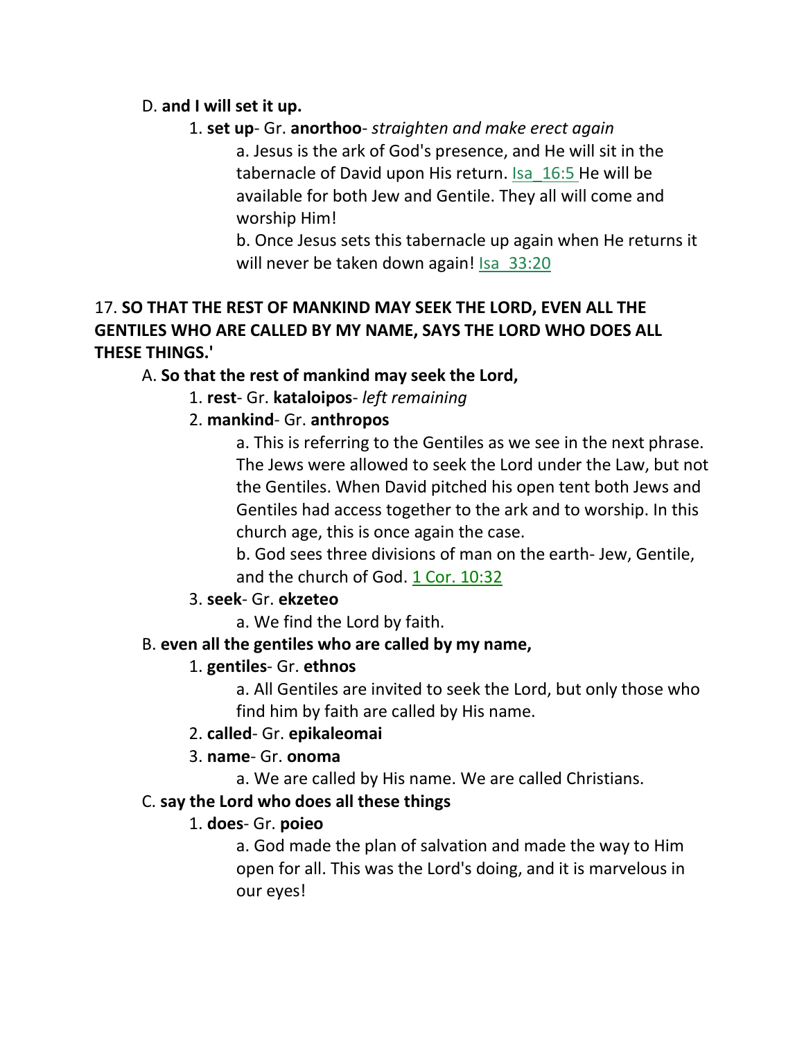D. **and I will set it up.**

1. **set up**- Gr. **anorthoo**- *straighten and make erect again*

   a. Jesus is the ark of God's presence, and He will sit in the tabernacle of David upon His return. Isa_16:5 He will be available for both Jew and Gentile. They all will come and worship Him!

   b. Once Jesus sets this tabernacle up again when He returns it will never be taken down again! Isa_33:20

17. **SO THAT THE REST OF MANKIND MAY SEEK THE LORD, EVEN ALL THE GENTILES WHO ARE CALLED BY MY NAME, SAYS THE LORD WHO DOES ALL THESE THINGS.'**

A. **So that the rest of mankind may seek the Lord,**

1. **rest**- Gr. **kataloipos**- *left remaining*

2. **mankind**- Gr. **anthropos**

   a. This is referring to the Gentiles as we see in the next phrase. The Jews were allowed to seek the Lord under the Law, but not the Gentiles. When David pitched his open tent both Jews and Gentiles had access together to the ark and to worship. In this church age, this is once again the case.

   b. God sees three divisions of man on the earth- Jew, Gentile, and the church of God. 1 Cor. 10:32

3. **seek**- Gr. **ekzeteo**

   a. We find the Lord by faith.

B. **even all the gentiles who are called by my name,**

1. **gentiles**- Gr. **ethnos**

   a. All Gentiles are invited to seek the Lord, but only those who find him by faith are called by His name.

2. **called**- Gr. **epikaleomai**

3. **name**- Gr. **onoma**

   a. We are called by His name. We are called Christians.

C. **say the Lord who does all these things**

1. **does**- Gr. **poieo**

   a. God made the plan of salvation and made the way to Him open for all. This was the Lord's doing, and it is marvelous in our eyes!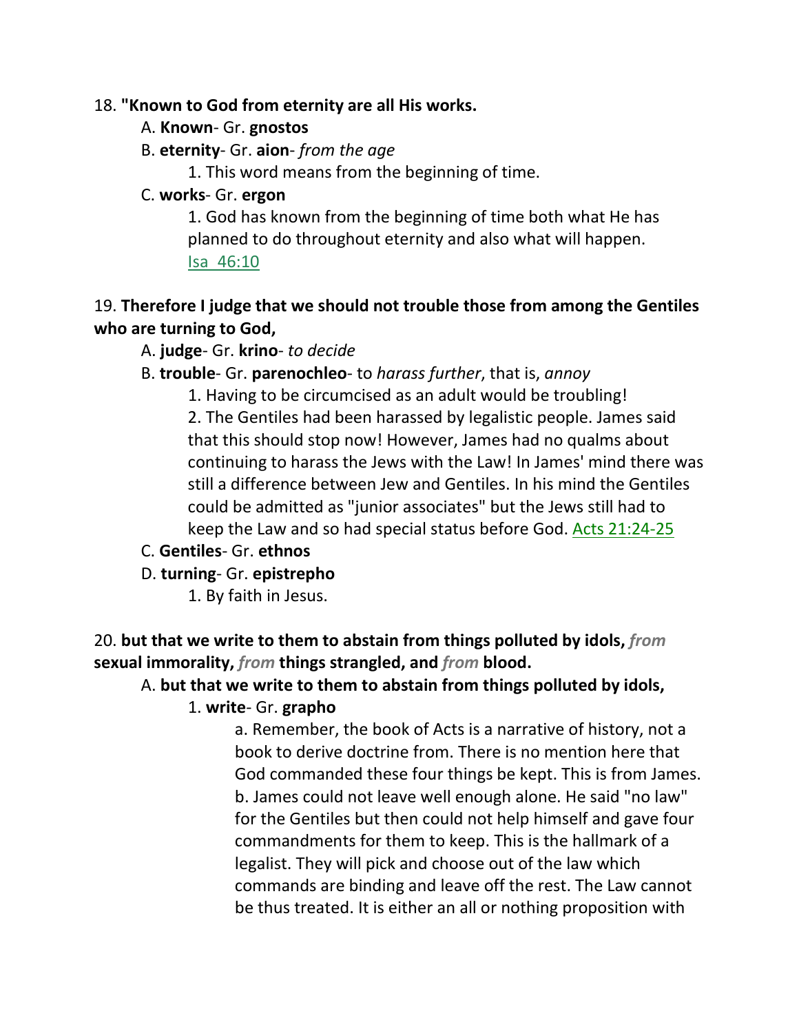18. **"Known to God from eternity are all His works.**

A. **Known**- Gr. **gnostos**

B. **eternity**- Gr. **aion**- *from the age*

1. This word means from the beginning of time.

C. **works**- Gr. **ergon**

1. God has known from the beginning of time both what He has planned to do throughout eternity and also what will happen. Isa 46:10

19. **Therefore I judge that we should not trouble those from among the Gentiles who are turning to God,**

A. **judge**- Gr. **krino**- *to decide*

B. **trouble**- Gr. **parenochleo**- to *harass further*, that is, *annoy*

1. Having to be circumcised as an adult would be troubling!

2. The Gentiles had been harassed by legalistic people. James said that this should stop now! However, James had no qualms about continuing to harass the Jews with the Law! In James' mind there was still a difference between Jew and Gentiles. In his mind the Gentiles could be admitted as "junior associates" but the Jews still had to keep the Law and so had special status before God. Acts 21:24-25

C. **Gentiles**- Gr. **ethnos**

D. **turning**- Gr. **epistrepho**

1. By faith in Jesus.

20. **but that we write to them to abstain from things polluted by idols,** ***from*** **sexual immorality,** ***from*** **things strangled, and** ***from*** **blood.**

A. **but that we write to them to abstain from things polluted by idols,**

1. **write**- Gr. **grapho**

a. Remember, the book of Acts is a narrative of history, not a book to derive doctrine from. There is no mention here that God commanded these four things be kept. This is from James.

b. James could not leave well enough alone. He said "no law" for the Gentiles but then could not help himself and gave four commandments for them to keep. This is the hallmark of a legalist. They will pick and choose out of the law which commands are binding and leave off the rest. The Law cannot be thus treated. It is either an all or nothing proposition with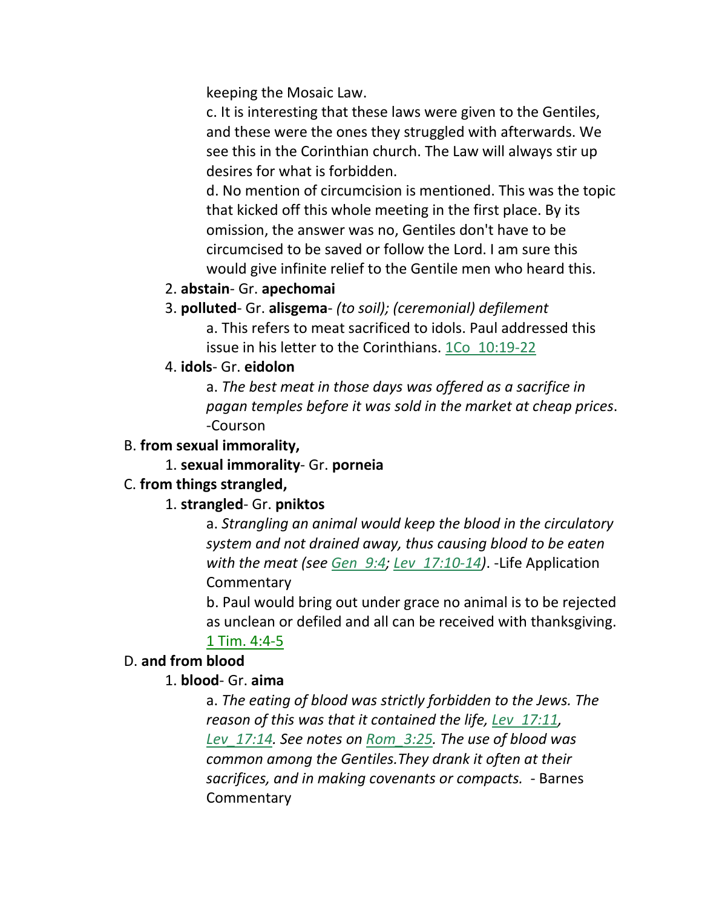keeping the Mosaic Law.

c. It is interesting that these laws were given to the Gentiles, and these were the ones they struggled with afterwards. We see this in the Corinthian church. The Law will always stir up desires for what is forbidden.

d. No mention of circumcision is mentioned. This was the topic that kicked off this whole meeting in the first place. By its omission, the answer was no, Gentiles don't have to be circumcised to be saved or follow the Lord. I am sure this would give infinite relief to the Gentile men who heard this.

2. **abstain**- Gr. **apechomai**

3. **polluted**- Gr. **alisgema**- *(to soil); (ceremonial) defilement*

a. This refers to meat sacrificed to idols. Paul addressed this issue in his letter to the Corinthians. 1Co_10:19-22

4. **idols**- Gr. **eidolon**

a. *The best meat in those days was offered as a sacrifice in pagan temples before it was sold in the market at cheap prices*. -Courson

B. **from sexual immorality,**

1. **sexual immorality**- Gr. **porneia**

C. **from things strangled,**

1. **strangled**- Gr. **pniktos**

a. *Strangling an animal would keep the blood in the circulatory system and not drained away, thus causing blood to be eaten with the meat (see Gen_9:4; Lev_17:10-14)*. -Life Application Commentary

b. Paul would bring out under grace no animal is to be rejected as unclean or defiled and all can be received with thanksgiving. 1 Tim. 4:4-5

D. **and from blood**

1. **blood**- Gr. **aima**

a. *The eating of blood was strictly forbidden to the Jews. The reason of this was that it contained the life, Lev_17:11, Lev_17:14. See notes on Rom_3:25. The use of blood was common among the Gentiles.They drank it often at their sacrifices, and in making covenants or compacts.* - Barnes Commentary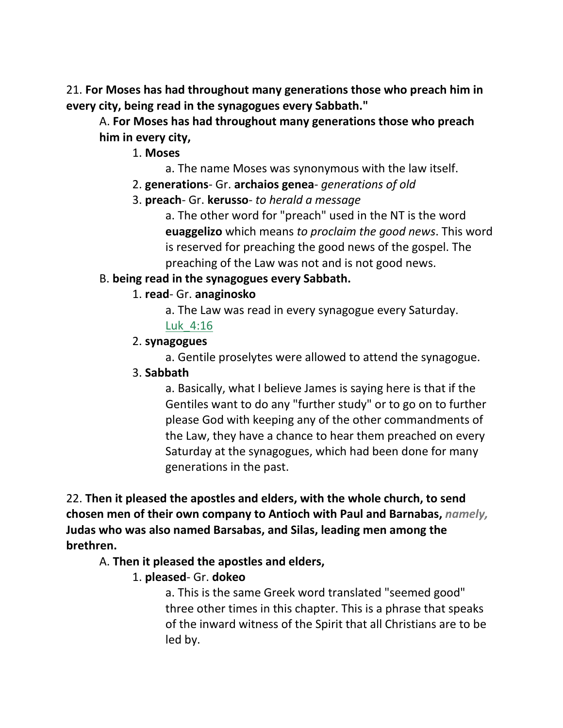21. **For Moses has had throughout many generations those who preach him in every city, being read in the synagogues every Sabbath."**

A. **For Moses has had throughout many generations those who preach him in every city,**

1. **Moses**

a. The name Moses was synonymous with the law itself.

2. **generations**- Gr. **archaios genea**- *generations of old*

3. **preach**- Gr. **kerusso**- *to herald a message*

a. The other word for "preach" used in the NT is the word **euaggelizo** which means *to proclaim the good news*. This word is reserved for preaching the good news of the gospel. The preaching of the Law was not and is not good news.

B. **being read in the synagogues every Sabbath.**

1. **read**- Gr. **anaginosko**

a. The Law was read in every synagogue every Saturday. Luk_4:16

2. **synagogues**

a. Gentile proselytes were allowed to attend the synagogue.

3. **Sabbath**

a. Basically, what I believe James is saying here is that if the Gentiles want to do any "further study" or to go on to further please God with keeping any of the other commandments of the Law, they have a chance to hear them preached on every Saturday at the synagogues, which had been done for many generations in the past.

22. **Then it pleased the apostles and elders, with the whole church, to send chosen men of their own company to Antioch with Paul and Barnabas,** ***namely,*** **Judas who was also named Barsabas, and Silas, leading men among the brethren.**

A. **Then it pleased the apostles and elders,**

1. **pleased**- Gr. **dokeo**

a. This is the same Greek word translated "seemed good" three other times in this chapter. This is a phrase that speaks of the inward witness of the Spirit that all Christians are to be led by.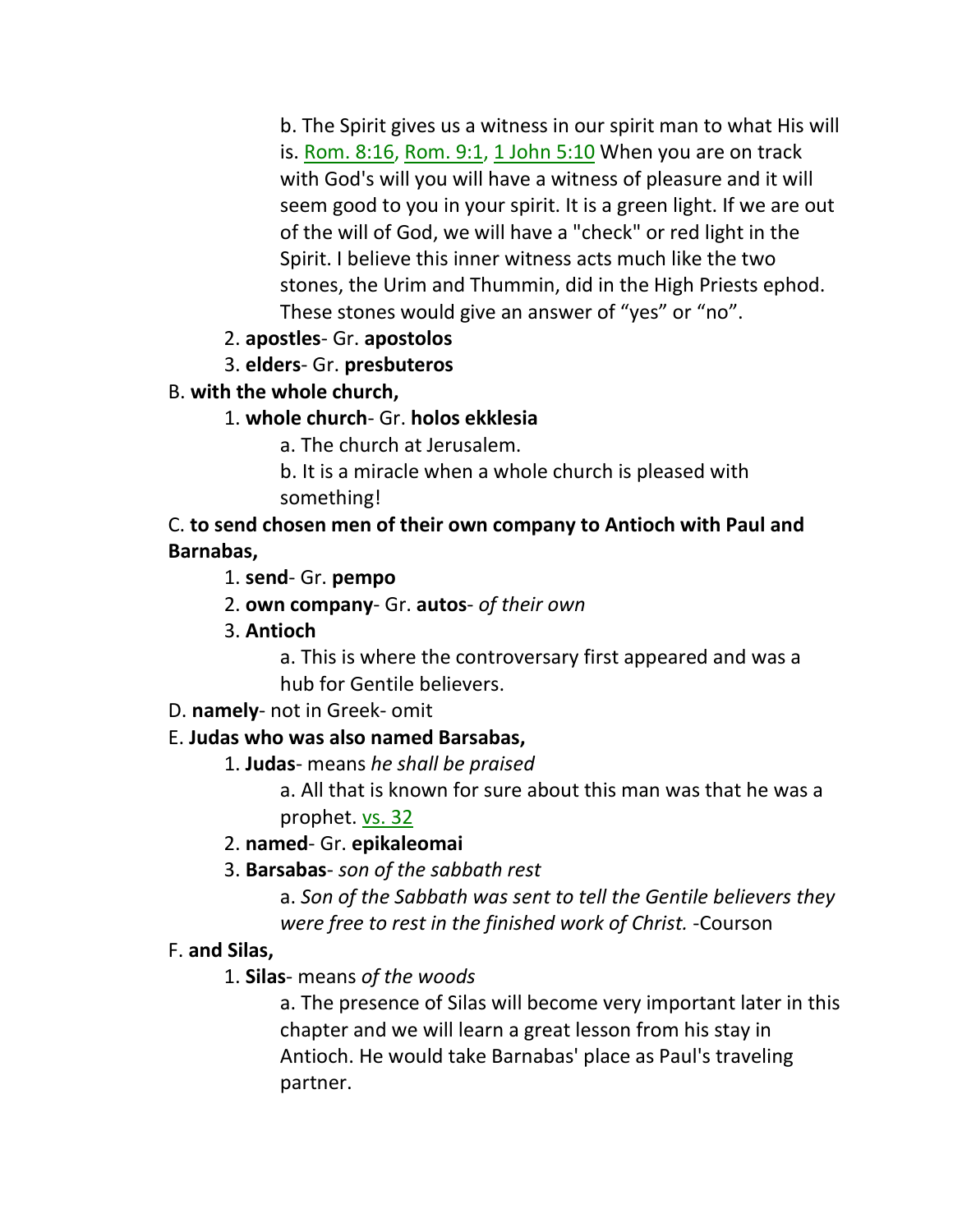b. The Spirit gives us a witness in our spirit man to what His will is. Rom. 8:16, Rom. 9:1, 1 John 5:10 When you are on track with God's will you will have a witness of pleasure and it will seem good to you in your spirit. It is a green light. If we are out of the will of God, we will have a "check" or red light in the Spirit. I believe this inner witness acts much like the two stones, the Urim and Thummin, did in the High Priests ephod. These stones would give an answer of "yes" or "no".

2. **apostles**- Gr. **apostolos**

3. **elders**- Gr. **presbuteros**

B. **with the whole church,**

1. **whole church**- Gr. **holos ekklesia**

a. The church at Jerusalem.

b. It is a miracle when a whole church is pleased with something!

C. **to send chosen men of their own company to Antioch with Paul and Barnabas,**

1. **send**- Gr. **pempo**

2. **own company**- Gr. **autos**- *of their own*

3. **Antioch**

a. This is where the controversary first appeared and was a hub for Gentile believers.

D. **namely**- not in Greek- omit

E. **Judas who was also named Barsabas,**

1. **Judas**- means *he shall be praised*

a. All that is known for sure about this man was that he was a prophet. vs. 32

2. **named**- Gr. **epikaleomai**

3. **Barsabas**- *son of the sabbath rest*

a. *Son of the Sabbath was sent to tell the Gentile believers they were free to rest in the finished work of Christ.* -Courson

F. **and Silas,**

1. **Silas**- means *of the woods*

a. The presence of Silas will become very important later in this chapter and we will learn a great lesson from his stay in Antioch. He would take Barnabas' place as Paul's traveling partner.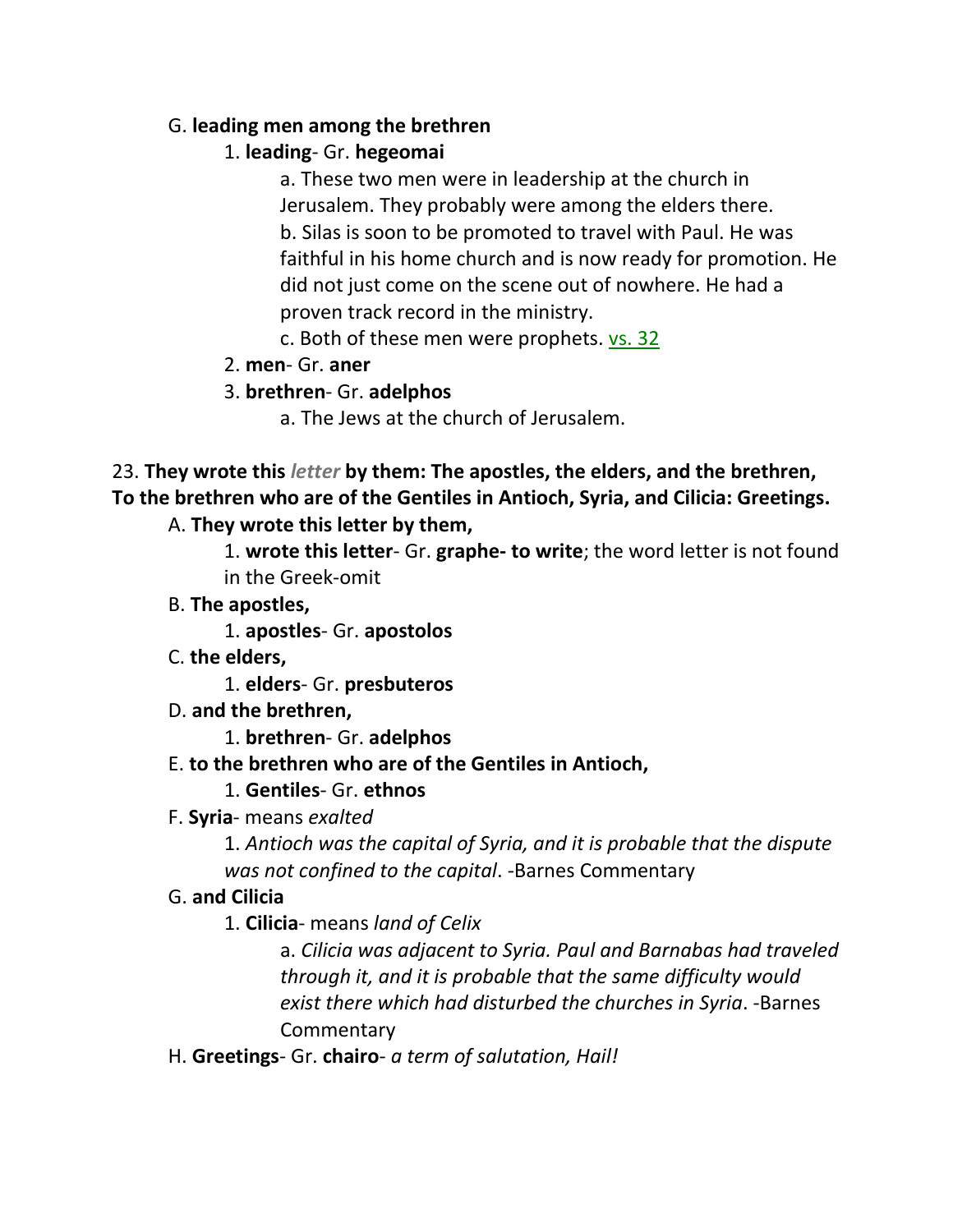G. **leading men among the brethren**

1. **leading**- Gr. **hegeomai**

a. These two men were in leadership at the church in Jerusalem. They probably were among the elders there.

b. Silas is soon to be promoted to travel with Paul. He was faithful in his home church and is now ready for promotion. He did not just come on the scene out of nowhere. He had a proven track record in the ministry.

c. Both of these men were prophets. vs. 32

2. **men**- Gr. **aner**

3. **brethren**- Gr. **adelphos**

a. The Jews at the church of Jerusalem.

23. **They wrote this** ***letter*** **by them: The apostles, the elders, and the brethren, To the brethren who are of the Gentiles in Antioch, Syria, and Cilicia: Greetings.**

A. **They wrote this letter by them,**

1. **wrote this letter**- Gr. **graphe- to write**; the word letter is not found in the Greek-omit

B. **The apostles,**

1. **apostles**- Gr. **apostolos**

C. **the elders,**

1. **elders**- Gr. **presbuteros**

D. **and the brethren,**

1. **brethren**- Gr. **adelphos**

E. **to the brethren who are of the Gentiles in Antioch,**

1. **Gentiles**- Gr. **ethnos**

F. **Syria**- means *exalted*

1. *Antioch was the capital of Syria, and it is probable that the dispute was not confined to the capital*. -Barnes Commentary

G. **and Cilicia**

1. **Cilicia**- means *land of Celix*

a. *Cilicia was adjacent to Syria. Paul and Barnabas had traveled through it, and it is probable that the same difficulty would exist there which had disturbed the churches in Syria*. -Barnes Commentary

H. **Greetings**- Gr. **chairo**- *a term of salutation, Hail!*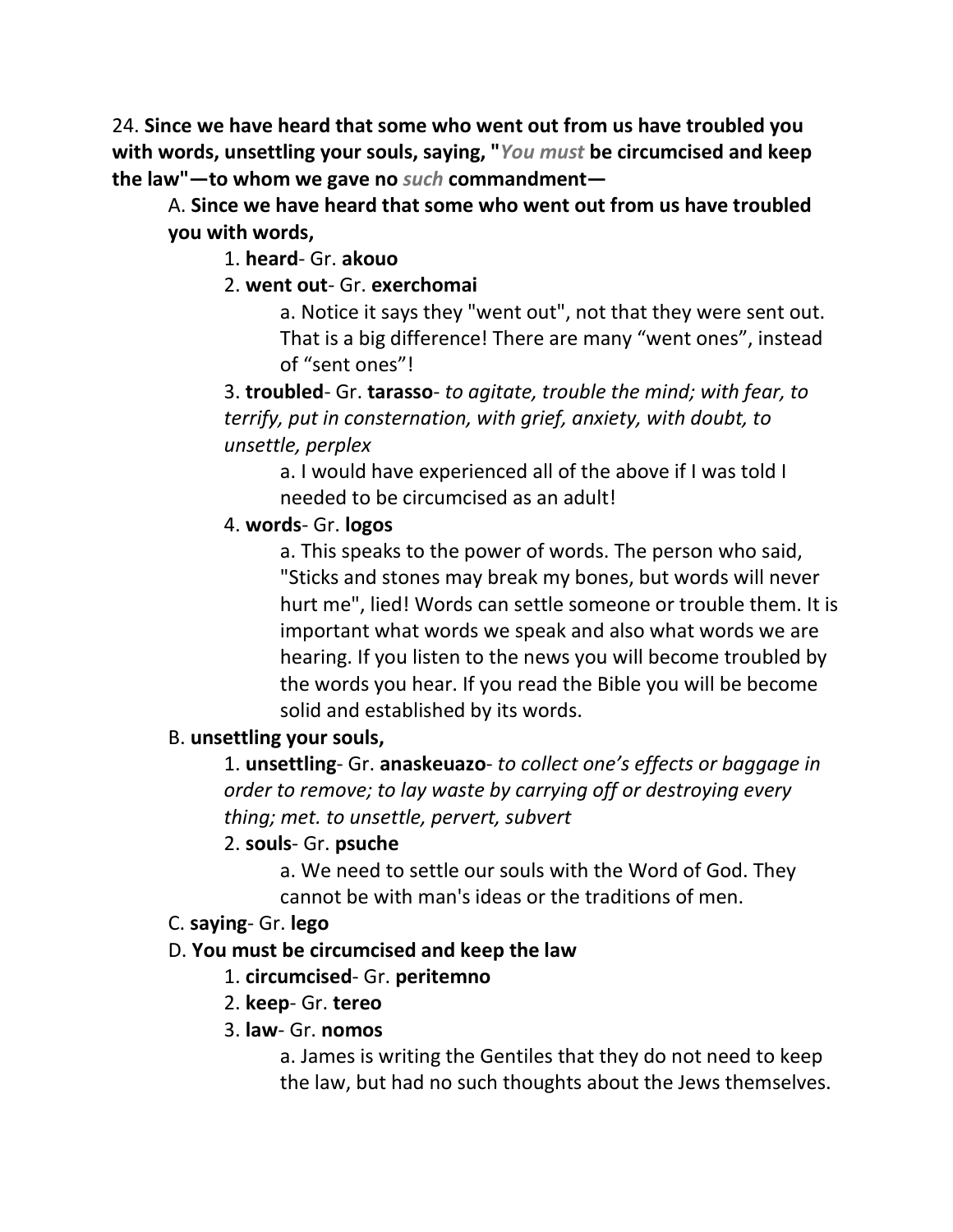24. **Since we have heard that some who went out from us have troubled you with words, unsettling your souls, saying, "*You must* be circumcised and keep the law"—to whom we gave no *such* commandment—**

A. **Since we have heard that some who went out from us have troubled you with words,**

1. **heard**- Gr. **akouo**

2. **went out**- Gr. **exerchomai**

a. Notice it says they "went out", not that they were sent out. That is a big difference! There are many "went ones", instead of "sent ones"!

3. **troubled**- Gr. **tarasso**- *to agitate, trouble the mind; with fear, to terrify, put in consternation, with grief, anxiety, with doubt, to unsettle, perplex*

a. I would have experienced all of the above if I was told I needed to be circumcised as an adult!

4. **words**- Gr. **logos**

a. This speaks to the power of words. The person who said, "Sticks and stones may break my bones, but words will never hurt me", lied! Words can settle someone or trouble them. It is important what words we speak and also what words we are hearing. If you listen to the news you will become troubled by the words you hear. If you read the Bible you will be become solid and established by its words.

B. **unsettling your souls,**

1. **unsettling**- Gr. **anaskeuazo**- *to collect one's effects or baggage in order to remove; to lay waste by carrying off or destroying every thing; met. to unsettle, pervert, subvert*

2. **souls**- Gr. **psuche**

a. We need to settle our souls with the Word of God. They cannot be with man's ideas or the traditions of men.

C. **saying**- Gr. **lego**

D. **You must be circumcised and keep the law**

1. **circumcised**- Gr. **peritemno**

2. **keep**- Gr. **tereo**

3. **law**- Gr. **nomos**

a. James is writing the Gentiles that they do not need to keep the law, but had no such thoughts about the Jews themselves.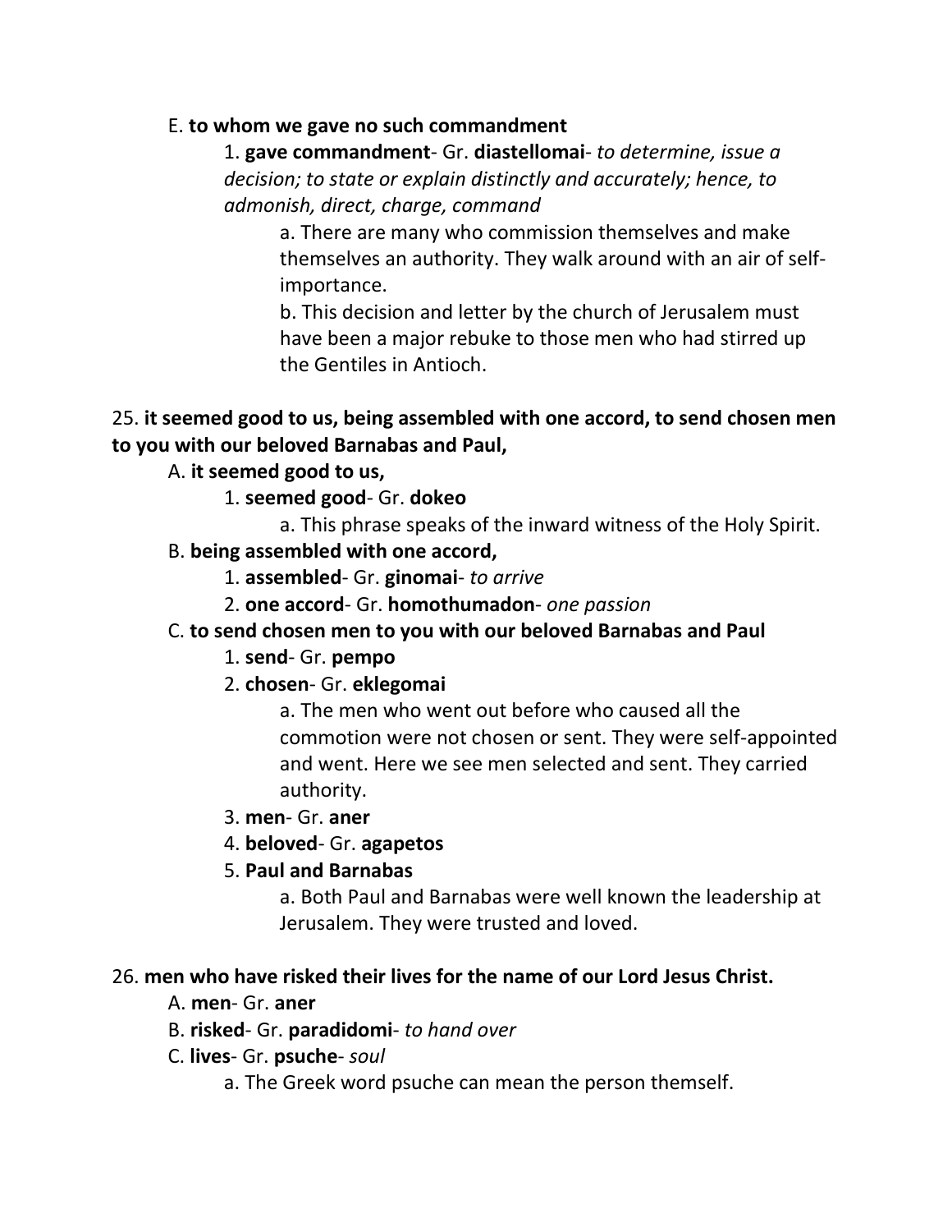E. **to whom we gave no such commandment**

1. **gave commandment**- Gr. **diastellomai**- *to determine, issue a decision; to state or explain distinctly and accurately; hence, to admonish, direct, charge, command*

a. There are many who commission themselves and make themselves an authority. They walk around with an air of self-importance.

b. This decision and letter by the church of Jerusalem must have been a major rebuke to those men who had stirred up the Gentiles in Antioch.

25. **it seemed good to us, being assembled with one accord, to send chosen men to you with our beloved Barnabas and Paul,**

A. **it seemed good to us,**

1. **seemed good**- Gr. **dokeo**

a. This phrase speaks of the inward witness of the Holy Spirit.

B. **being assembled with one accord,**

1. **assembled**- Gr. **ginomai**- *to arrive*

2. **one accord**- Gr. **homothumadon**- *one passion*

C. **to send chosen men to you with our beloved Barnabas and Paul**

1. **send**- Gr. **pempo**

2. **chosen**- Gr. **eklegomai**

a. The men who went out before who caused all the commotion were not chosen or sent. They were self-appointed and went. Here we see men selected and sent. They carried authority.

3. **men**- Gr. **aner**

4. **beloved**- Gr. **agapetos**

5. **Paul and Barnabas**

a. Both Paul and Barnabas were well known the leadership at Jerusalem. They were trusted and loved.

26. **men who have risked their lives for the name of our Lord Jesus Christ.**

A. **men**- Gr. **aner**

B. **risked**- Gr. **paradidomi**- *to hand over*

C. **lives**- Gr. **psuche**- *soul*

a. The Greek word psuche can mean the person themself.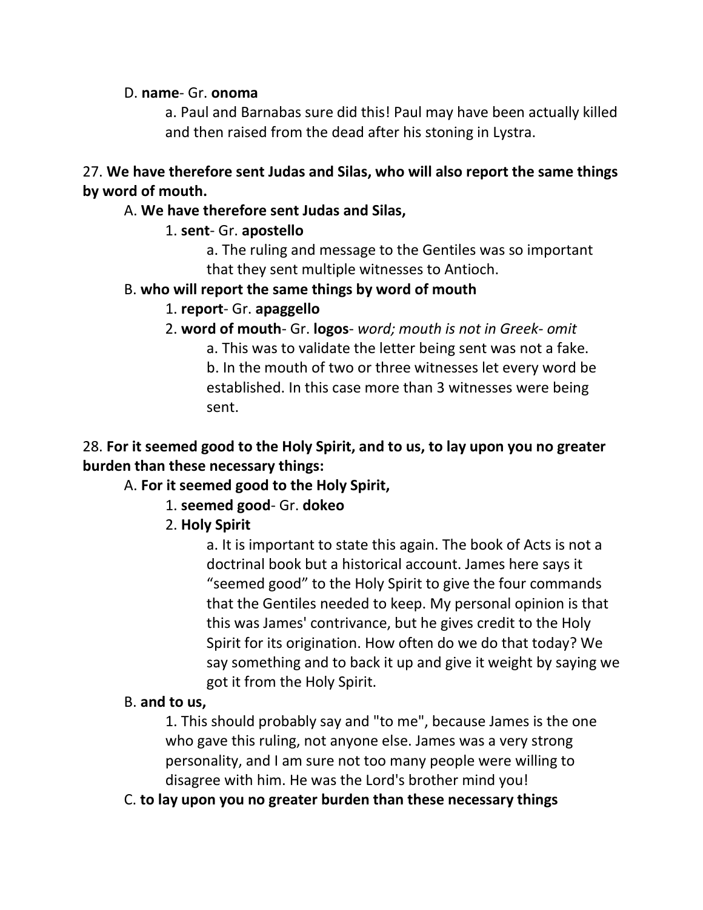D. **name**- Gr. **onoma**

a. Paul and Barnabas sure did this! Paul may have been actually killed and then raised from the dead after his stoning in Lystra.

27. **We have therefore sent Judas and Silas, who will also report the same things by word of mouth.**

A. **We have therefore sent Judas and Silas,**

1. **sent**- Gr. **apostello**

a. The ruling and message to the Gentiles was so important that they sent multiple witnesses to Antioch.

B. **who will report the same things by word of mouth**

1. **report**- Gr. **apaggello**

2. **word of mouth**- Gr. **logos**- *word; mouth is not in Greek- omit*

a. This was to validate the letter being sent was not a fake.

b. In the mouth of two or three witnesses let every word be established. In this case more than 3 witnesses were being sent.

28. **For it seemed good to the Holy Spirit, and to us, to lay upon you no greater burden than these necessary things:**

A. **For it seemed good to the Holy Spirit,**

1. **seemed good**- Gr. **dokeo**

2. **Holy Spirit**

a. It is important to state this again. The book of Acts is not a doctrinal book but a historical account. James here says it "seemed good" to the Holy Spirit to give the four commands that the Gentiles needed to keep. My personal opinion is that this was James' contrivance, but he gives credit to the Holy Spirit for its origination. How often do we do that today? We say something and to back it up and give it weight by saying we got it from the Holy Spirit.

B. **and to us,**

1. This should probably say and "to me", because James is the one who gave this ruling, not anyone else. James was a very strong personality, and I am sure not too many people were willing to disagree with him. He was the Lord's brother mind you!

C. **to lay upon you no greater burden than these necessary things**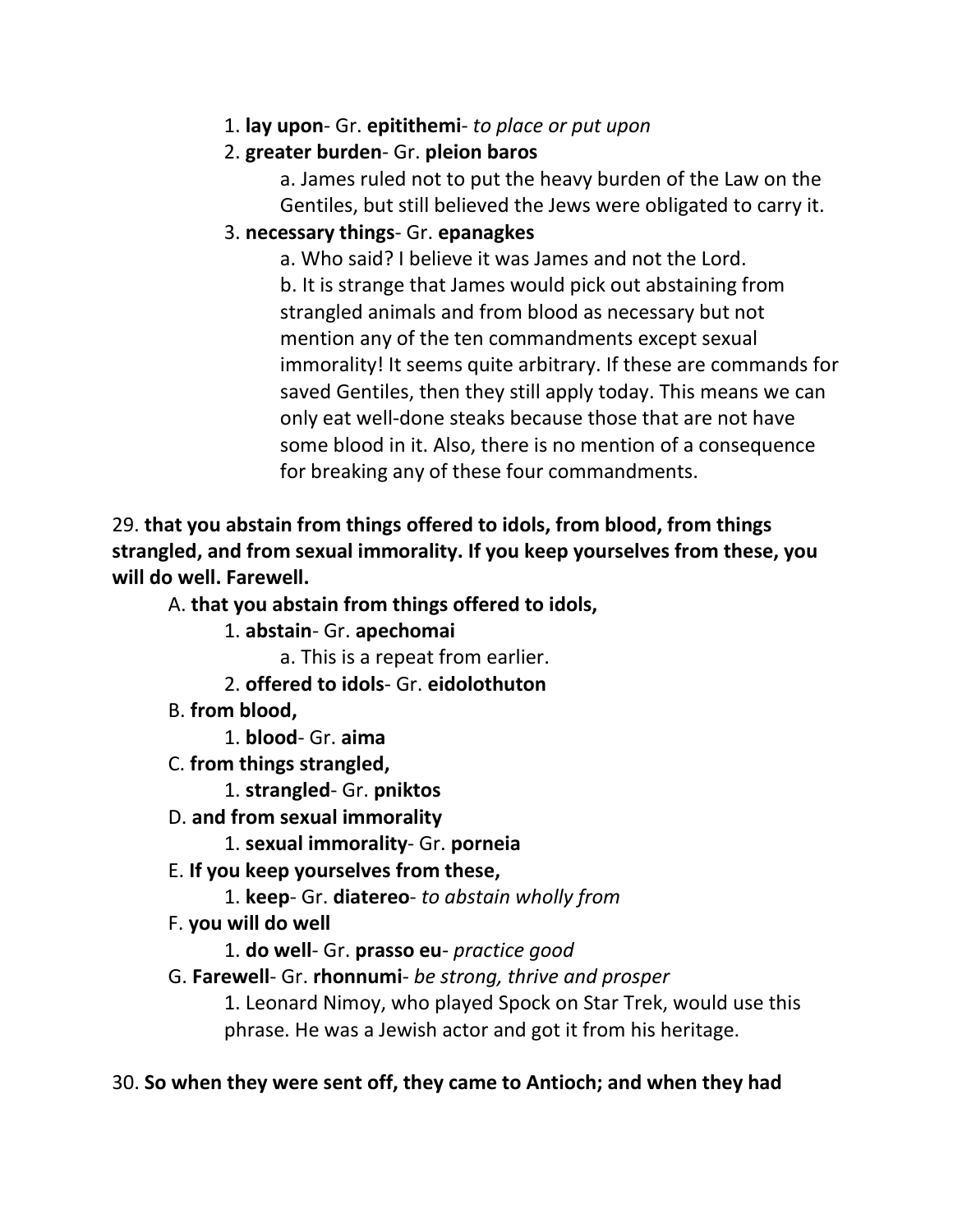1. **lay upon**- Gr. **epitithemi**- *to place or put upon*

2. **greater burden**- Gr. **pleion baros**

    a. James ruled not to put the heavy burden of the Law on the Gentiles, but still believed the Jews were obligated to carry it.

3. **necessary things**- Gr. **epanagkes**

    a. Who said? I believe it was James and not the Lord.

    b. It is strange that James would pick out abstaining from strangled animals and from blood as necessary but not mention any of the ten commandments except sexual immorality! It seems quite arbitrary. If these are commands for saved Gentiles, then they still apply today. This means we can only eat well-done steaks because those that are not have some blood in it. Also, there is no mention of a consequence for breaking any of these four commandments.

29. **that you abstain from things offered to idols, from blood, from things strangled, and from sexual immorality. If you keep yourselves from these, you will do well. Farewell.**

A. **that you abstain from things offered to idols,**

1. **abstain**- Gr. **apechomai**

    a. This is a repeat from earlier.

2. **offered to idols**- Gr. **eidolothuton**

B. **from blood,**

1. **blood**- Gr. **aima**

C. **from things strangled,**

1. **strangled**- Gr. **pniktos**

D. **and from sexual immorality**

1. **sexual immorality**- Gr. **porneia**

E. **If you keep yourselves from these,**

1. **keep**- Gr. **diatereo**- *to abstain wholly from*

F. **you will do well**

1. **do well**- Gr. **prasso eu**- *practice good*

G. **Farewell**- Gr. **rhonnumi**- *be strong, thrive and prosper*

1. Leonard Nimoy, who played Spock on Star Trek, would use this phrase. He was a Jewish actor and got it from his heritage.

30. **So when they were sent off, they came to Antioch; and when they had**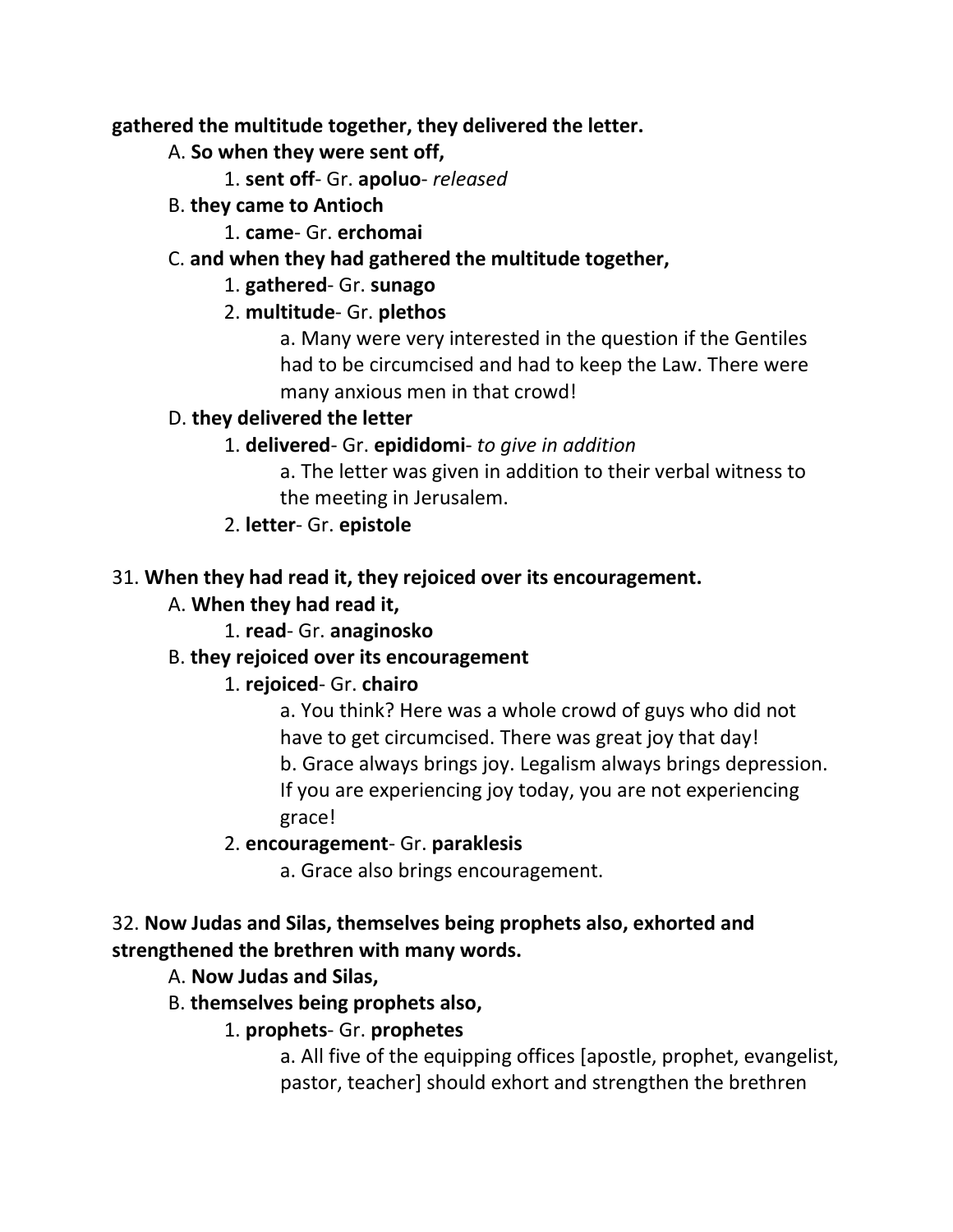**gathered the multitude together, they delivered the letter.**

A. **So when they were sent off,**

1. **sent off**- Gr. **apoluo**- *released*

B. **they came to Antioch**

1. **came**- Gr. **erchomai**

C. **and when they had gathered the multitude together,**

1. **gathered**- Gr. **sunago**
2. **multitude**- Gr. **plethos**

a. Many were very interested in the question if the Gentiles had to be circumcised and had to keep the Law. There were many anxious men in that crowd!

D. **they delivered the letter**

1. **delivered**- Gr. **epididomi**- *to give in addition*

a. The letter was given in addition to their verbal witness to the meeting in Jerusalem.

2. **letter**- Gr. **epistole**

31. **When they had read it, they rejoiced over its encouragement.**

A. **When they had read it,**

1. **read**- Gr. **anaginosko**

B. **they rejoiced over its encouragement**

1. **rejoiced**- Gr. **chairo**

a. You think? Here was a whole crowd of guys who did not have to get circumcised. There was great joy that day!

b. Grace always brings joy. Legalism always brings depression. If you are experiencing joy today, you are not experiencing grace!

2. **encouragement**- Gr. **paraklesis**

a. Grace also brings encouragement.

32. **Now Judas and Silas, themselves being prophets also, exhorted and strengthened the brethren with many words.**

A. **Now Judas and Silas,**

B. **themselves being prophets also,**

1. **prophets**- Gr. **prophetes**

a. All five of the equipping offices [apostle, prophet, evangelist, pastor, teacher] should exhort and strengthen the brethren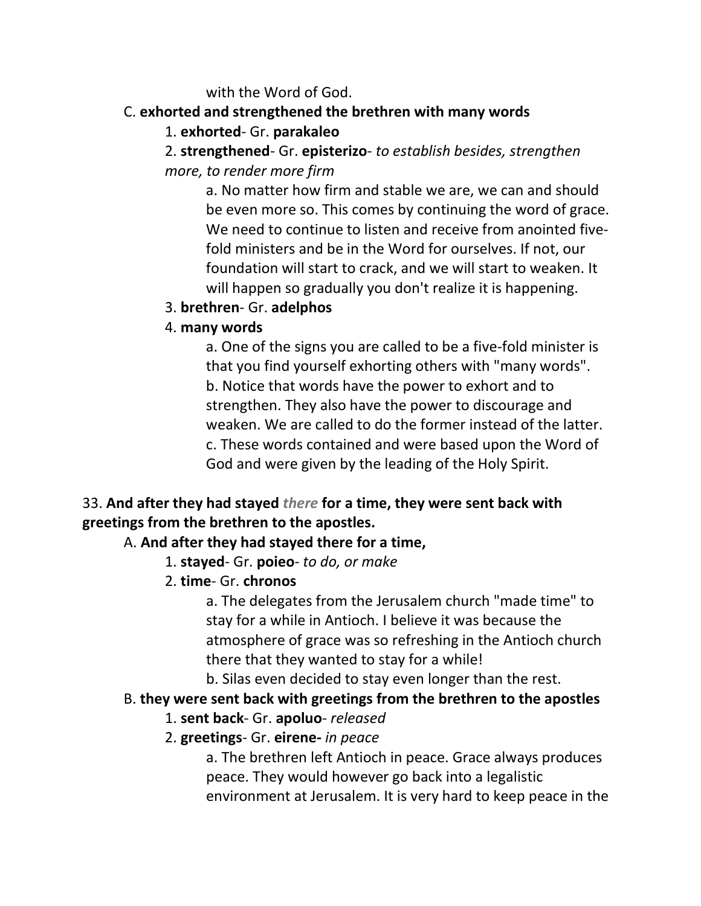with the Word of God.

C. **exhorted and strengthened the brethren with many words**

1. **exhorted**- Gr. **parakaleo**

2. **strengthened**- Gr. **episterizo**- *to establish besides, strengthen more, to render more firm*

a. No matter how firm and stable we are, we can and should be even more so. This comes by continuing the word of grace. We need to continue to listen and receive from anointed five-fold ministers and be in the Word for ourselves. If not, our foundation will start to crack, and we will start to weaken. It will happen so gradually you don't realize it is happening.

3. **brethren**- Gr. **adelphos**

4. **many words**

a. One of the signs you are called to be a five-fold minister is that you find yourself exhorting others with "many words".
b. Notice that words have the power to exhort and to strengthen. They also have the power to discourage and weaken. We are called to do the former instead of the latter.
c. These words contained and were based upon the Word of God and were given by the leading of the Holy Spirit.

33. **And after they had stayed *there* for a time, they were sent back with greetings from the brethren to the apostles.**

A. **And after they had stayed there for a time,**

1. **stayed**- Gr. **poieo**- *to do, or make*

2. **time**- Gr. **chronos**

a. The delegates from the Jerusalem church "made time" to stay for a while in Antioch. I believe it was because the atmosphere of grace was so refreshing in the Antioch church there that they wanted to stay for a while!
b. Silas even decided to stay even longer than the rest.

B. **they were sent back with greetings from the brethren to the apostles**

1. **sent back**- Gr. **apoluo**- *released*

2. **greetings**- Gr. **eirene-** *in peace*

a. The brethren left Antioch in peace. Grace always produces peace. They would however go back into a legalistic environment at Jerusalem. It is very hard to keep peace in the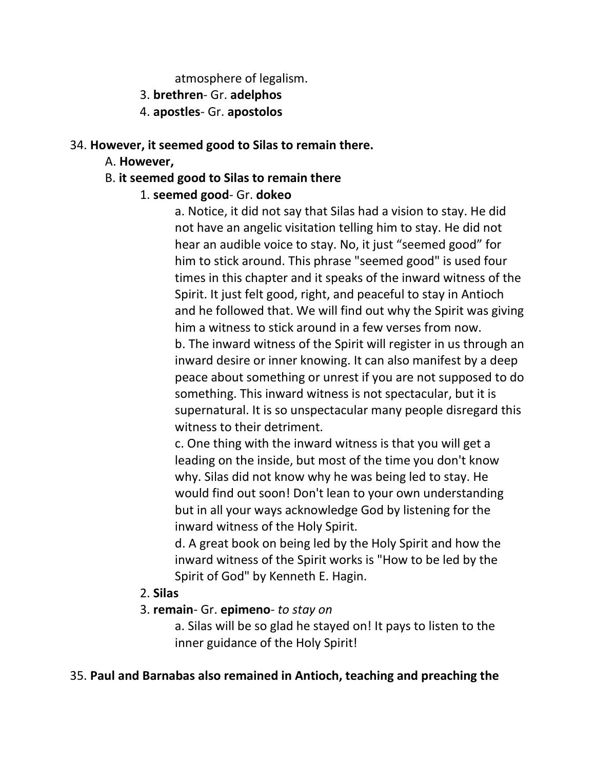atmosphere of legalism.

3. **brethren**- Gr. **adelphos**
4. **apostles**- Gr. **apostolos**

34. **However, it seemed good to Silas to remain there.**

A. **However,**

B. **it seemed good to Silas to remain there**

1. **seemed good**- Gr. **dokeo**

a. Notice, it did not say that Silas had a vision to stay. He did not have an angelic visitation telling him to stay. He did not hear an audible voice to stay. No, it just "seemed good" for him to stick around. This phrase "seemed good" is used four times in this chapter and it speaks of the inward witness of the Spirit. It just felt good, right, and peaceful to stay in Antioch and he followed that. We will find out why the Spirit was giving him a witness to stick around in a few verses from now.

b. The inward witness of the Spirit will register in us through an inward desire or inner knowing. It can also manifest by a deep peace about something or unrest if you are not supposed to do something. This inward witness is not spectacular, but it is supernatural. It is so unspectacular many people disregard this witness to their detriment.

c. One thing with the inward witness is that you will get a leading on the inside, but most of the time you don't know why. Silas did not know why he was being led to stay. He would find out soon! Don't lean to your own understanding but in all your ways acknowledge God by listening for the inward witness of the Holy Spirit.

d. A great book on being led by the Holy Spirit and how the inward witness of the Spirit works is "How to be led by the Spirit of God" by Kenneth E. Hagin.

2. **Silas**
3. **remain**- Gr. **epimeno**- *to stay on*

a. Silas will be so glad he stayed on! It pays to listen to the inner guidance of the Holy Spirit!

35. **Paul and Barnabas also remained in Antioch, teaching and preaching the**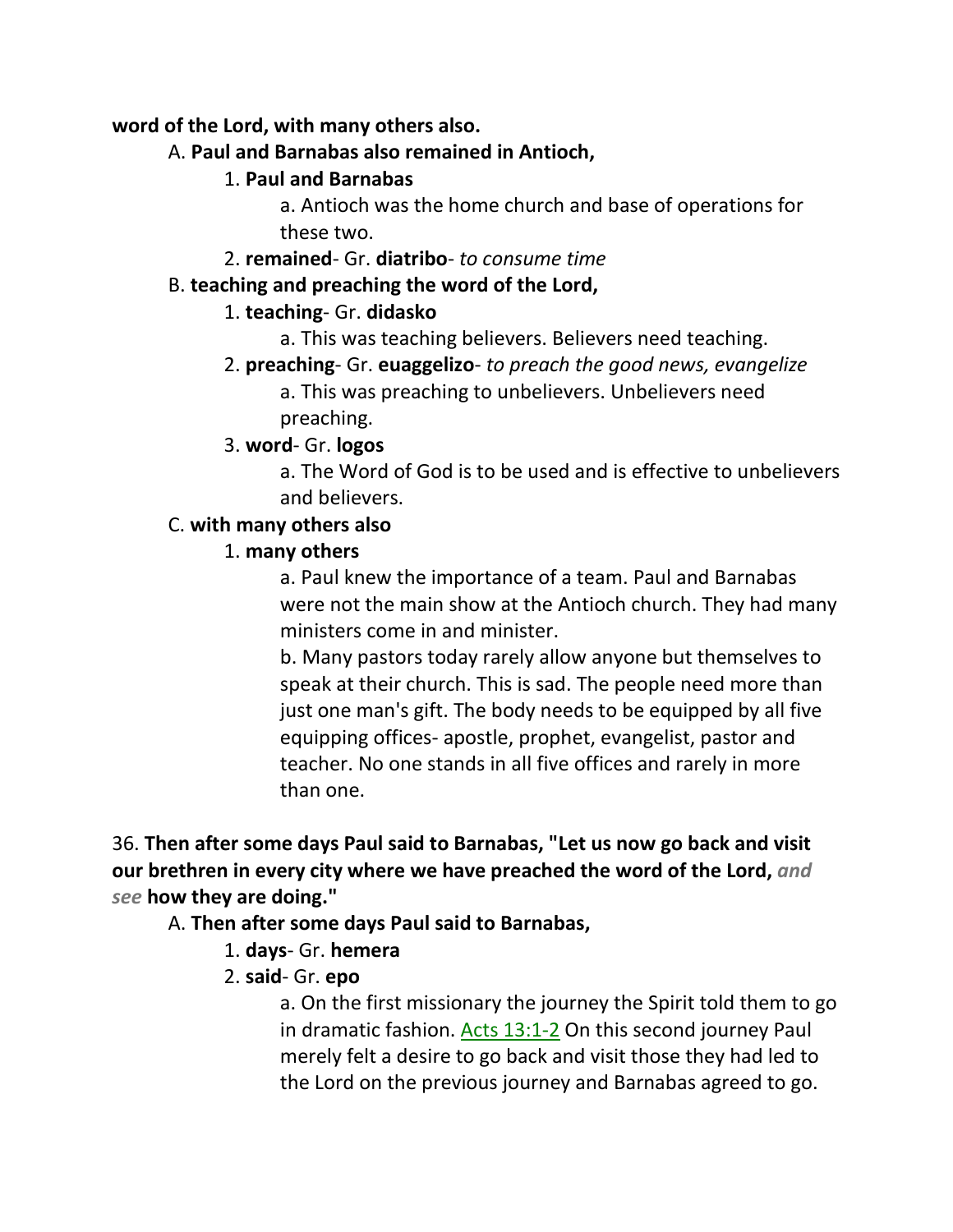**word of the Lord, with many others also.**

A. **Paul and Barnabas also remained in Antioch,**

1. **Paul and Barnabas**

a. Antioch was the home church and base of operations for these two.

2. **remained**- Gr. **diatribo**- *to consume time*

B. **teaching and preaching the word of the Lord,**

1. **teaching**- Gr. **didasko**

a. This was teaching believers. Believers need teaching.

2. **preaching**- Gr. **euaggelizo**- *to preach the good news, evangelize*

a. This was preaching to unbelievers. Unbelievers need preaching.

3. **word**- Gr. **logos**

a. The Word of God is to be used and is effective to unbelievers and believers.

C. **with many others also**

1. **many others**

a. Paul knew the importance of a team. Paul and Barnabas were not the main show at the Antioch church. They had many ministers come in and minister.

b. Many pastors today rarely allow anyone but themselves to speak at their church. This is sad. The people need more than just one man's gift. The body needs to be equipped by all five equipping offices- apostle, prophet, evangelist, pastor and teacher. No one stands in all five offices and rarely in more than one.

36. **Then after some days Paul said to Barnabas, "Let us now go back and visit our brethren in every city where we have preached the word of the Lord,** ***and see*** **how they are doing."**

A. **Then after some days Paul said to Barnabas,**

1. **days**- Gr. **hemera**

2. **said**- Gr. **epo**

a. On the first missionary the journey the Spirit told them to go in dramatic fashion. Acts 13:1-2 On this second journey Paul merely felt a desire to go back and visit those they had led to the Lord on the previous journey and Barnabas agreed to go.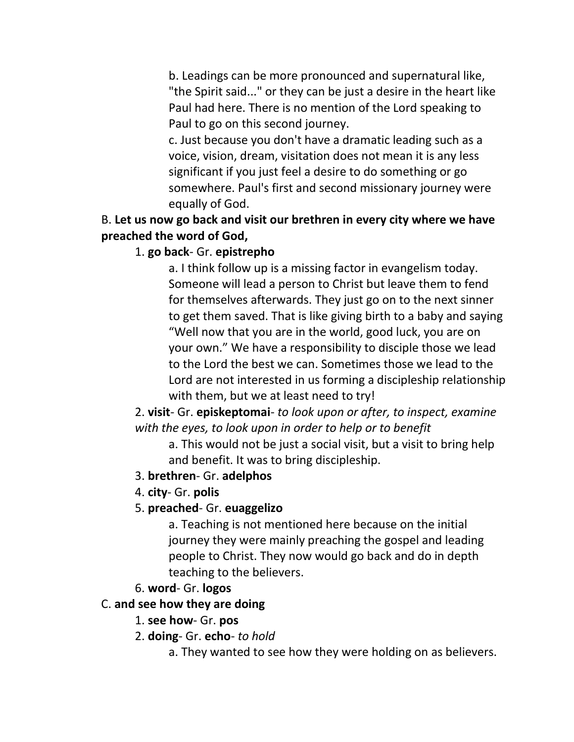b. Leadings can be more pronounced and supernatural like, "the Spirit said..." or they can be just a desire in the heart like Paul had here. There is no mention of the Lord speaking to Paul to go on this second journey.

c. Just because you don't have a dramatic leading such as a voice, vision, dream, visitation does not mean it is any less significant if you just feel a desire to do something or go somewhere. Paul's first and second missionary journey were equally of God.

B. **Let us now go back and visit our brethren in every city where we have preached the word of God,**

1. **go back**- Gr. **epistrepho**

a. I think follow up is a missing factor in evangelism today. Someone will lead a person to Christ but leave them to fend for themselves afterwards. They just go on to the next sinner to get them saved. That is like giving birth to a baby and saying "Well now that you are in the world, good luck, you are on your own." We have a responsibility to disciple those we lead to the Lord the best we can. Sometimes those we lead to the Lord are not interested in us forming a discipleship relationship with them, but we at least need to try!

2. **visit**- Gr. **episkeptomai**- *to look upon or after, to inspect, examine with the eyes, to look upon in order to help or to benefit*

a. This would not be just a social visit, but a visit to bring help and benefit. It was to bring discipleship.

3. **brethren**- Gr. **adelphos**

4. **city**- Gr. **polis**

5. **preached**- Gr. **euaggelizo**

a. Teaching is not mentioned here because on the initial journey they were mainly preaching the gospel and leading people to Christ. They now would go back and do in depth teaching to the believers.

6. **word**- Gr. **logos**

C. **and see how they are doing**

1. **see how**- Gr. **pos**

2. **doing**- Gr. **echo**- *to hold*

a. They wanted to see how they were holding on as believers.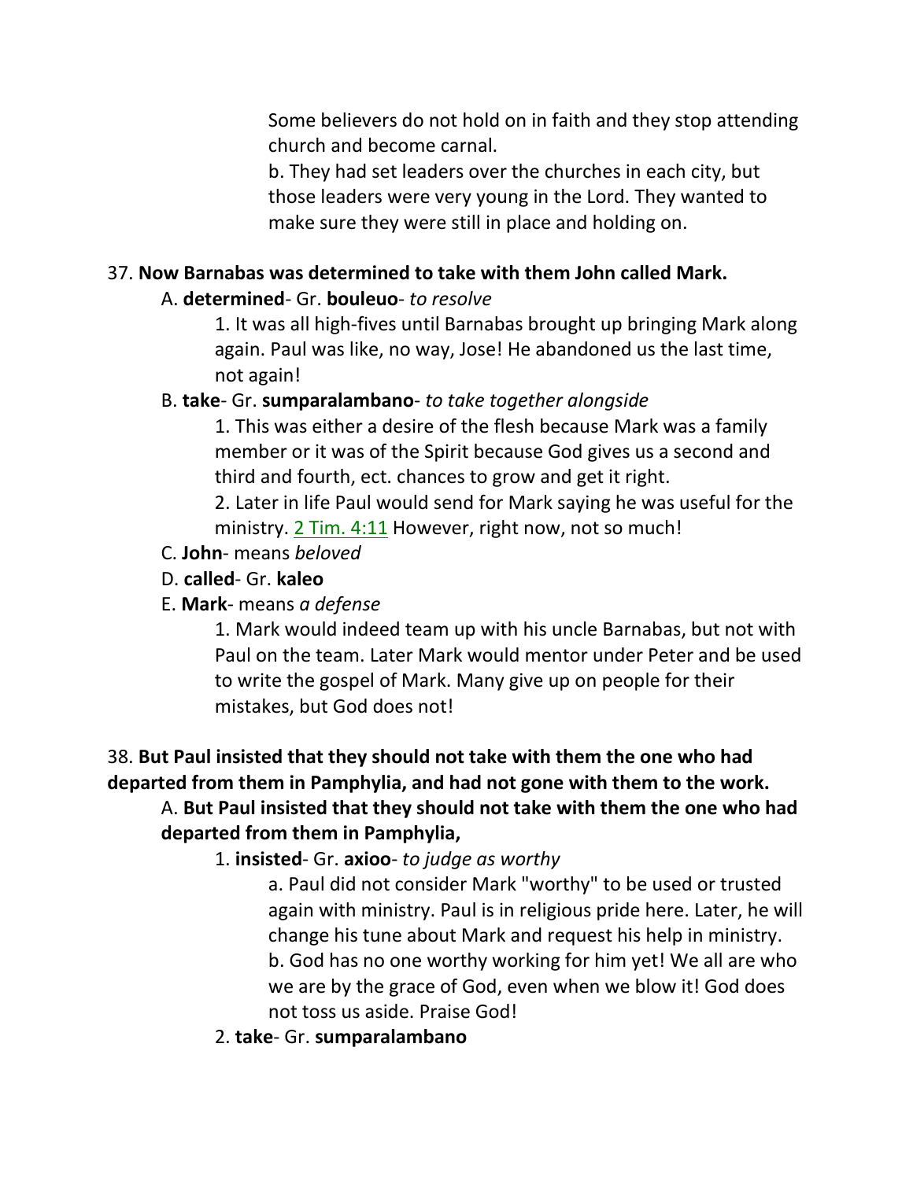Some believers do not hold on in faith and they stop attending church and become carnal.

b. They had set leaders over the churches in each city, but those leaders were very young in the Lord. They wanted to make sure they were still in place and holding on.

37. **Now Barnabas was determined to take with them John called Mark.**

A. **determined**- Gr. **bouleuo**- *to resolve*

1. It was all high-fives until Barnabas brought up bringing Mark along again. Paul was like, no way, Jose! He abandoned us the last time, not again!

B. **take**- Gr. **sumparalambano**- *to take together alongside*

1. This was either a desire of the flesh because Mark was a family member or it was of the Spirit because God gives us a second and third and fourth, ect. chances to grow and get it right.

2. Later in life Paul would send for Mark saying he was useful for the ministry. 2 Tim. 4:11 However, right now, not so much!

C. **John**- means *beloved*

D. **called**- Gr. **kaleo**

E. **Mark**- means *a defense*

1. Mark would indeed team up with his uncle Barnabas, but not with Paul on the team. Later Mark would mentor under Peter and be used to write the gospel of Mark. Many give up on people for their mistakes, but God does not!

38. **But Paul insisted that they should not take with them the one who had departed from them in Pamphylia, and had not gone with them to the work.**

A. **But Paul insisted that they should not take with them the one who had departed from them in Pamphylia,**

1. **insisted**- Gr. **axioo**- *to judge as worthy*

a. Paul did not consider Mark "worthy" to be used or trusted again with ministry. Paul is in religious pride here. Later, he will change his tune about Mark and request his help in ministry.

b. God has no one worthy working for him yet! We all are who we are by the grace of God, even when we blow it! God does not toss us aside. Praise God!

2. **take**- Gr. **sumparalambano**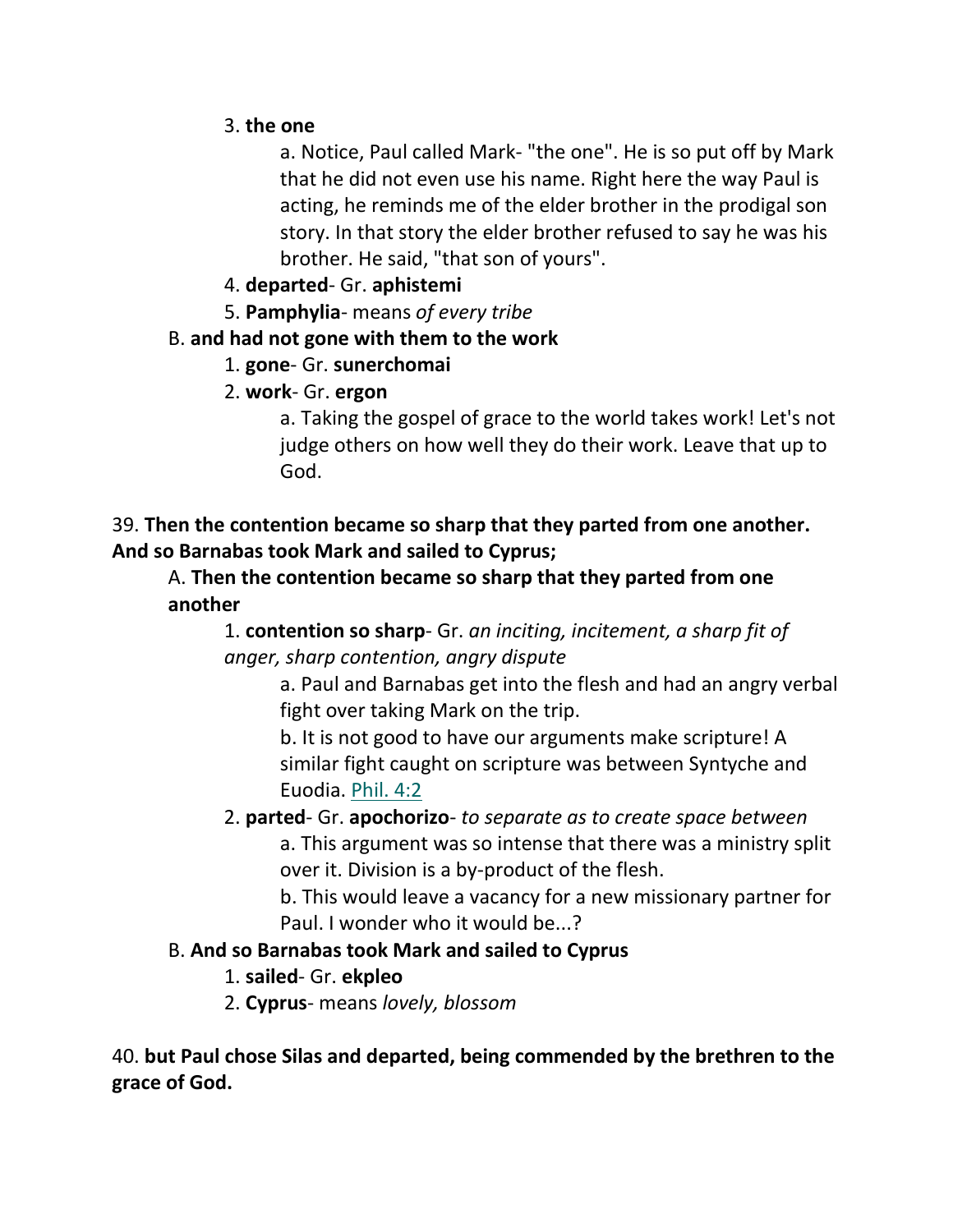3. **the one**

    a. Notice, Paul called Mark- "the one". He is so put off by Mark that he did not even use his name. Right here the way Paul is acting, he reminds me of the elder brother in the prodigal son story. In that story the elder brother refused to say he was his brother. He said, "that son of yours".

4. **departed**- Gr. **aphistemi**

5. **Pamphylia**- means *of every tribe*

B. **and had not gone with them to the work**

1. **gone**- Gr. **sunerchomai**

2. **work**- Gr. **ergon**

    a. Taking the gospel of grace to the world takes work! Let's not judge others on how well they do their work. Leave that up to God.

39. **Then the contention became so sharp that they parted from one another. And so Barnabas took Mark and sailed to Cyprus;**

A. **Then the contention became so sharp that they parted from one another**

1. **contention so sharp**- Gr. *an inciting, incitement, a sharp fit of anger, sharp contention, angry dispute*

    a. Paul and Barnabas get into the flesh and had an angry verbal fight over taking Mark on the trip.

    b. It is not good to have our arguments make scripture! A similar fight caught on scripture was between Syntyche and Euodia. Phil. 4:2

2. **parted**- Gr. **apochorizo**- *to separate as to create space between*

    a. This argument was so intense that there was a ministry split over it. Division is a by-product of the flesh.

    b. This would leave a vacancy for a new missionary partner for Paul. I wonder who it would be...?

B. **And so Barnabas took Mark and sailed to Cyprus**

1. **sailed**- Gr. **ekpleo**

2. **Cyprus**- means *lovely, blossom*

40. **but Paul chose Silas and departed, being commended by the brethren to the grace of God.**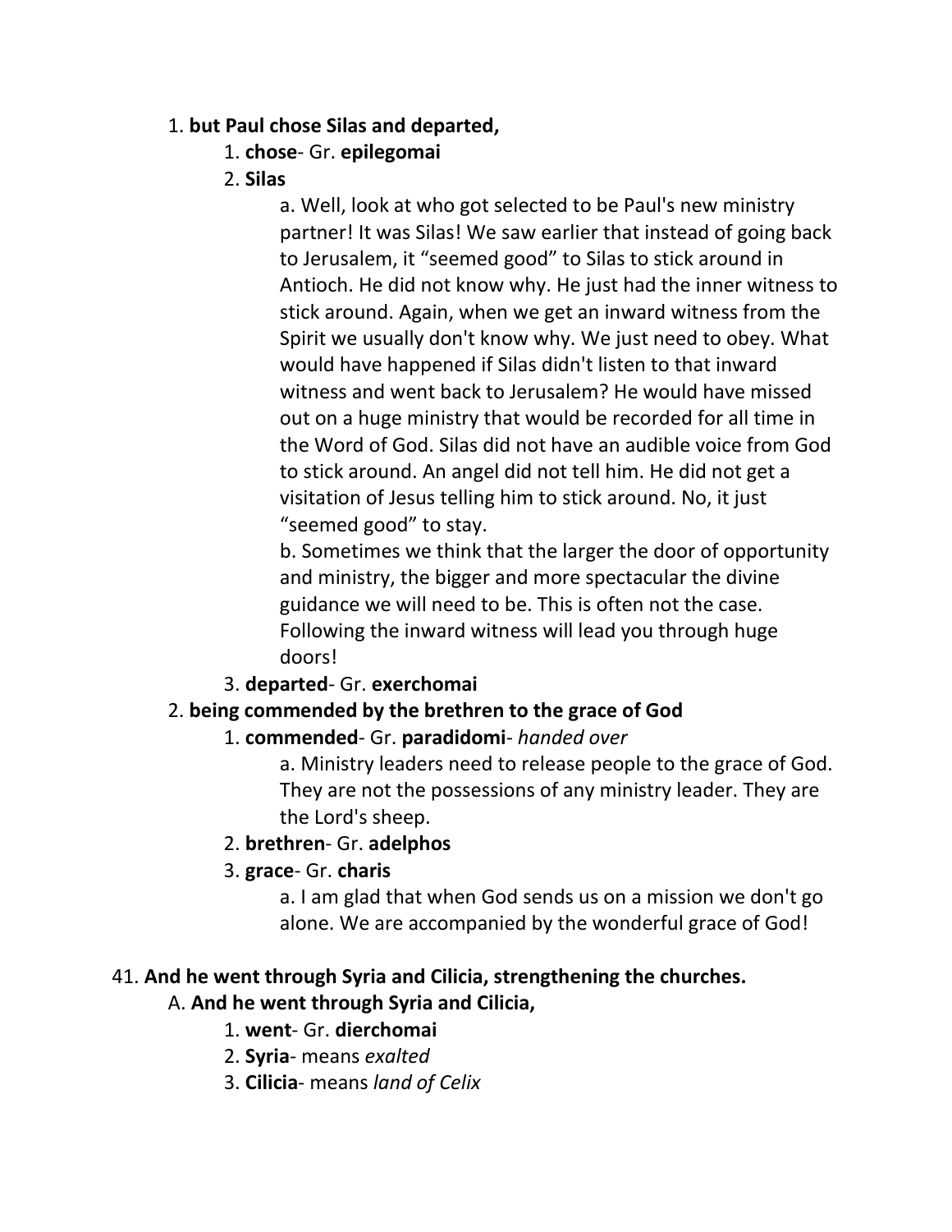1. **but Paul chose Silas and departed,**
    1. **chose**- Gr. **epilegomai**
    2. **Silas**

        a. Well, look at who got selected to be Paul's new ministry partner! It was Silas! We saw earlier that instead of going back to Jerusalem, it "seemed good" to Silas to stick around in Antioch. He did not know why. He just had the inner witness to stick around. Again, when we get an inward witness from the Spirit we usually don't know why. We just need to obey. What would have happened if Silas didn't listen to that inward witness and went back to Jerusalem? He would have missed out on a huge ministry that would be recorded for all time in the Word of God. Silas did not have an audible voice from God to stick around. An angel did not tell him. He did not get a visitation of Jesus telling him to stick around. No, it just "seemed good" to stay.

        b. Sometimes we think that the larger the door of opportunity and ministry, the bigger and more spectacular the divine guidance we will need to be. This is often not the case. Following the inward witness will lead you through huge doors!
    3. **departed**- Gr. **exerchomai**
2. **being commended by the brethren to the grace of God**
    1. **commended**- Gr. **paradidomi**- *handed over*

        a. Ministry leaders need to release people to the grace of God. They are not the possessions of any ministry leader. They are the Lord's sheep.
    2. **brethren**- Gr. **adelphos**
    3. **grace**- Gr. **charis**

        a. I am glad that when God sends us on a mission we don't go alone. We are accompanied by the wonderful grace of God!

41. **And he went through Syria and Cilicia, strengthening the churches.**

A. **And he went through Syria and Cilicia,**

1. **went**- Gr. **dierchomai**
2. **Syria**- means *exalted*
3. **Cilicia**- means *land of Celix*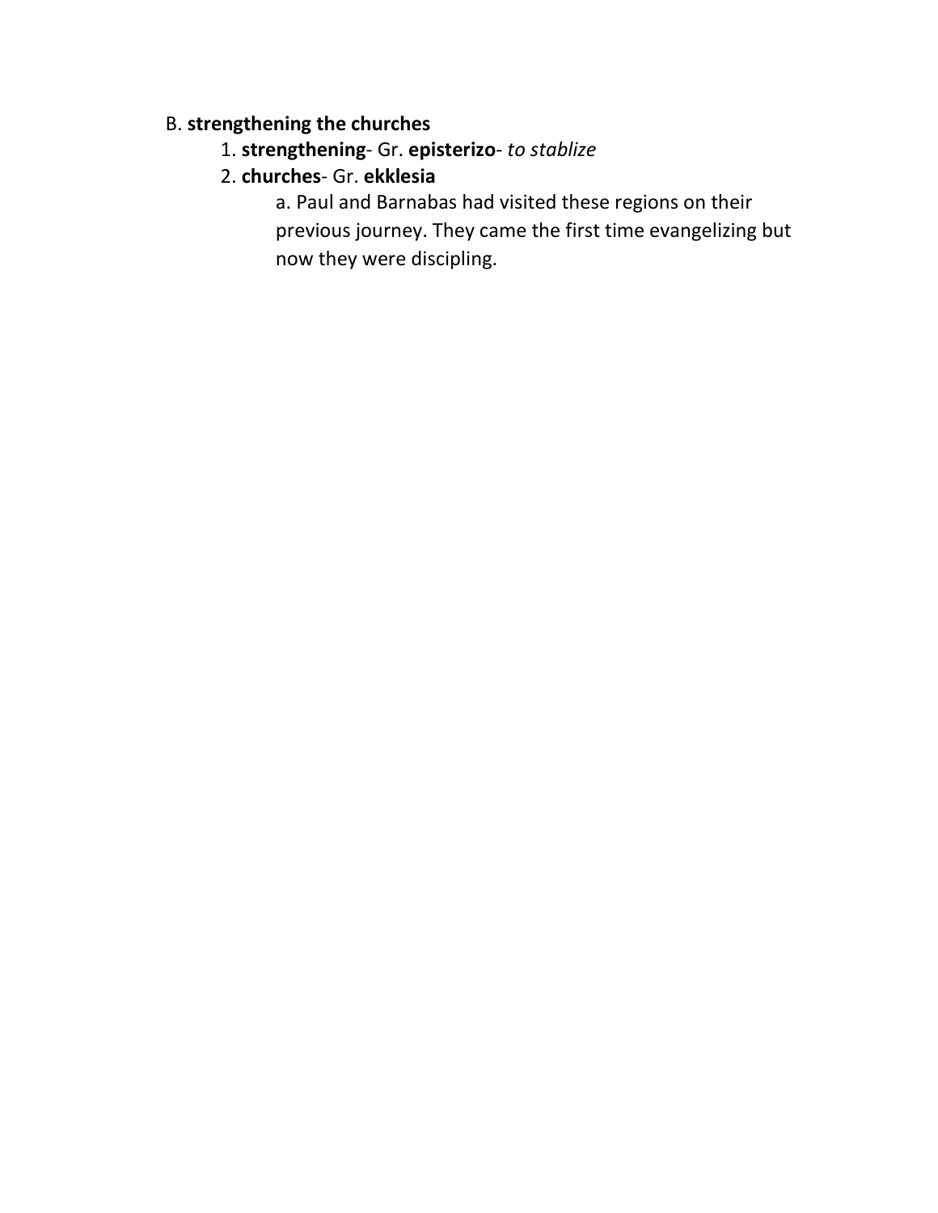B. **strengthening the churches**

1. **strengthening**- Gr. **episterizo**- *to stablize*
2. **churches**- Gr. **ekklesia**
   - a. Paul and Barnabas had visited these regions on their previous journey. They came the first time evangelizing but now they were discipling.